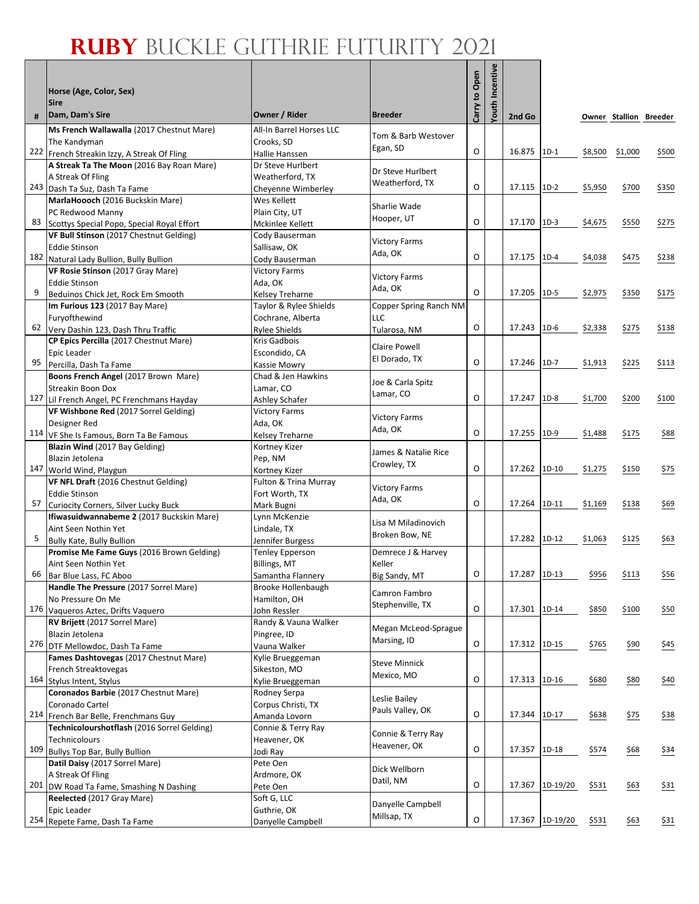# RUBY BUCKLE GUTHRIE FUTURITY 2021

| # | Horse (Age, Color, Sex) Sire Dam, Dam's Sire | Owner / Rider | Breeder | Carry to Open | Youth Incentive | 2nd Go | | Owner | Stallion | Breeder |
|---|---|---|---|---|---|---|---|---|---|---|
| 222 | **Ms French Wallawalla** (2017 Chestnut Mare) The Kandyman French Streakin Izzy, A Streak Of Fling | All-In Barrel Horses LLC Crooks, SD Hallie Hanssen | Tom & Barb Westover Egan, SD | O | | 16.875 | 1D-1 | $8,500 | $1,000 | $500 |
| 243 | **A Streak Ta The Moon** (2016 Bay Roan Mare) A Streak Of Fling Dash Ta Suz, Dash Ta Fame | Dr Steve Hurlbert Weatherford, TX Cheyenne Wimberley | Dr Steve Hurlbert Weatherford, TX | O | | 17.115 | 1D-2 | $5,950 | $700 | $350 |
| 83 | **MarlaHoooch** (2016 Buckskin Mare) PC Redwood Manny Scottys Special Popo, Special Royal Effort | Wes Kellett Plain City, UT Mckinlee Kellett | Sharlie Wade Hooper, UT | O | | 17.170 | 1D-3 | $4,675 | $550 | $275 |
| 182 | **VF Bull Stinson** (2017 Chestnut Gelding) Eddie Stinson Natural Lady Bullion, Bully Bullion | Cody Bauserman Sallisaw, OK Cody Bauserman | Victory Farms Ada, OK | O | | 17.175 | 1D-4 | $4,038 | $475 | $238 |
| 9 | **VF Rosie Stinson** (2017 Gray Mare) Eddie Stinson Beduinos Chick Jet, Rock Em Smooth | Victory Farms Ada, OK Kelsey Treharne | Victory Farms Ada, OK | O | | 17.205 | 1D-5 | $2,975 | $350 | $175 |
| 62 | **Im Furious 123** (2017 Bay Mare) Furyofthewind Very Dashin 123, Dash Thru Traffic | Taylor & Rylee Shields Cochrane, Alberta Rylee Shields | Copper Spring Ranch NM LLC Tularosa, NM | O | | 17.243 | 1D-6 | $2,338 | $275 | $138 |
| 95 | **CP Epics Percilla** (2017 Chestnut Mare) Epic Leader Percilla, Dash Ta Fame | Kris Gadbois Escondido, CA Kassie Mowry | Claire Powell El Dorado, TX | O | | 17.246 | 1D-7 | $1,913 | $225 | $113 |
| 127 | **Boons French Angel** (2017 Brown Mare) Streakin Boon Dox Lil French Angel, PC Frenchmans Hayday | Chad & Jen Hawkins Lamar, CO Ashley Schafer | Joe & Carla Spitz Lamar, CO | O | | 17.247 | 1D-8 | $1,700 | $200 | $100 |
| 114 | **VF Wishbone Red** (2017 Sorrel Gelding) Designer Red VF She Is Famous, Born Ta Be Famous | Victory Farms Ada, OK Kelsey Treharne | Victory Farms Ada, OK | O | | 17.255 | 1D-9 | $1,488 | $175 | $88 |
| 147 | **Blazin Wind** (2017 Bay Gelding) Blazin Jetolena World Wind, Playgun | Kortney Kizer Pep, NM Kortney Kizer | James & Natalie Rice Crowley, TX | O | | 17.262 | 1D-10 | $1,275 | $150 | $75 |
| 57 | **VF NFL Draft** (2016 Chestnut Gelding) Eddie Stinson Curiocity Corners, Silver Lucky Buck | Fulton & Trina Murray Fort Worth, TX Mark Bugni | Victory Farms Ada, OK | O | | 17.264 | 1D-11 | $1,169 | $138 | $69 |
| 5 | **Ifiwasuidwannabeme 2** (2017 Buckskin Mare) Aint Seen Nothin Yet Bully Kate, Bully Bullion | Lynn McKenzie Lindale, TX Jennifer Burgess | Lisa M Miladinovich Broken Bow, NE | | | 17.282 | 1D-12 | $1,063 | $125 | $63 |
| 66 | **Promise Me Fame Guys** (2016 Brown Gelding) Aint Seen Nothin Yet Bar Blue Lass, FC Aboo | Tenley Epperson Billings, MT Samantha Flannery | Demrece J & Harvey Keller Big Sandy, MT | O | | 17.287 | 1D-13 | $956 | $113 | $56 |
| 176 | **Handle The Pressure** (2017 Sorrel Mare) No Pressure On Me Vaqueros Aztec, Drifts Vaquero | Brooke Hollenbaugh Hamilton, OH John Ressler | Camron Fambro Stephenville, TX | O | | 17.301 | 1D-14 | $850 | $100 | $50 |
| 276 | **RV Brijett** (2017 Sorrel Mare) Blazin Jetolena DTF Mellowdoc, Dash Ta Fame | Randy & Vauna Walker Pingree, ID Vauna Walker | Megan McLeod-Sprague Marsing, ID | O | | 17.312 | 1D-15 | $765 | $90 | $45 |
| 164 | **Fames Dashtovegas** (2017 Chestnut Mare) French Streaktovegas Stylus Intent, Stylus | Kylie Brueggeman Sikeston, MO Kylie Brueggeman | Steve Minnick Mexico, MO | O | | 17.313 | 1D-16 | $680 | $80 | $40 |
| 214 | **Coronados Barbie** (2017 Chestnut Mare) Coronado Cartel French Bar Belle, Frenchmans Guy | Rodney Serpa Corpus Christi, TX Amanda Lovorn | Leslie Bailey Pauls Valley, OK | O | | 17.344 | 1D-17 | $638 | $75 | $38 |
| 109 | **Technicolourshotflash** (2016 Sorrel Gelding) Technicolours Bullys Top Bar, Bully Bullion | Connie & Terry Ray Heavener, OK Jodi Ray | Connie & Terry Ray Heavener, OK | O | | 17.357 | 1D-18 | $574 | $68 | $34 |
| 201 | **Datil Daisy** (2017 Sorrel Mare) A Streak Of Fling DW Road Ta Fame, Smashing N Dashing | Pete Oen Ardmore, OK Pete Oen | Dick Wellborn Datil, NM | O | | 17.367 | 1D-19/20 | $531 | $63 | $31 |
| 254 | **Reelected** (2017 Gray Mare) Epic Leader Repete Fame, Dash Ta Fame | Soft G, LLC Guthrie, OK Danyelle Campbell | Danyelle Campbell Millsap, TX | O | | 17.367 | 1D-19/20 | $531 | $63 | $31 |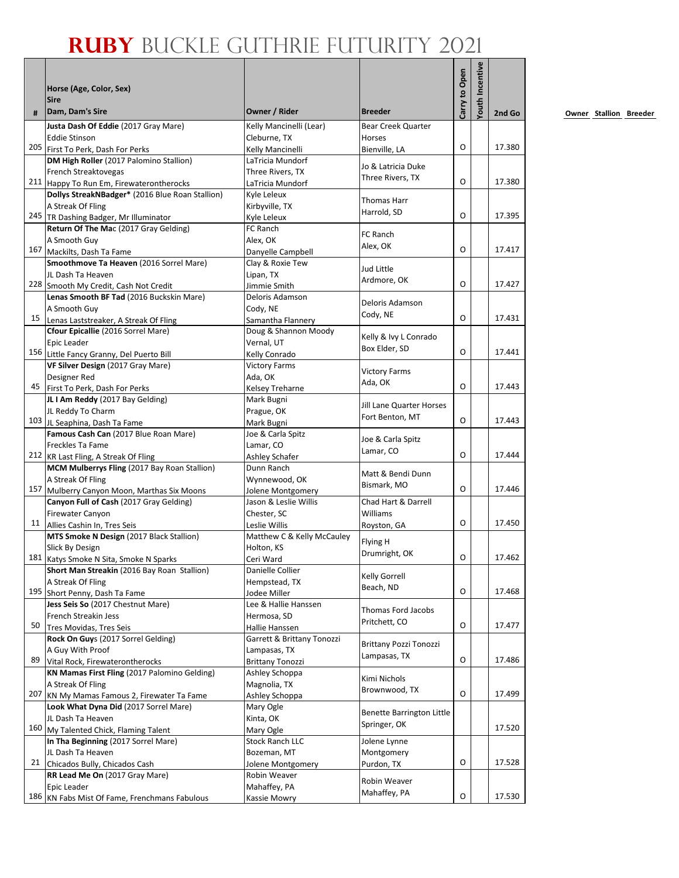# RUBY BUCKLE GUTHRIE FUTURITY 2021

| # | Horse (Age, Color, Sex)<br>Sire<br>Dam, Dam's Sire | Owner / Rider | Breeder | Carry to Open | Youth Incentive | 2nd Go |
|---|---|---|---|---|---|---|
| 205 | Justa Dash Of Eddie (2017 Gray Mare)<br>Eddie Stinson<br>First To Perk, Dash For Perks | Kelly Mancinelli (Lear)<br>Cleburne, TX<br>Kelly Mancinelli | Bear Creek Quarter Horses<br>Bienville, LA | O | | 17.380 |
| 211 | DM High Roller (2017 Palomino Stallion)<br>French Streaktovegas<br>Happy To Run Em, Firewaterontherocks | LaTricia Mundorf<br>Three Rivers, TX<br>LaTricia Mundorf | Jo & Latricia Duke<br>Three Rivers, TX | O | | 17.380 |
| 245 | Dollys StreakNBadger* (2016 Blue Roan Stallion)<br>A Streak Of Fling<br>TR Dashing Badger, Mr Illuminator | Kyle Leleux<br>Kirbyville, TX<br>Kyle Leleux | Thomas Harr<br>Harrold, SD | O | | 17.395 |
| 167 | Return Of The Mac (2017 Gray Gelding)<br>A Smooth Guy<br>Mackilts, Dash Ta Fame | FC Ranch<br>Alex, OK<br>Danyelle Campbell | FC Ranch<br>Alex, OK | O | | 17.417 |
| 228 | Smoothmove Ta Heaven (2016 Sorrel Mare)<br>JL Dash Ta Heaven<br>Smooth My Credit, Cash Not Credit | Clay & Roxie Tew<br>Lipan, TX<br>Jimmie Smith | Jud Little<br>Ardmore, OK | O | | 17.427 |
| 15 | Lenas Smooth BF Tad (2016 Buckskin Mare)<br>A Smooth Guy<br>Lenas Laststreaker, A Streak Of Fling | Deloris Adamson<br>Cody, NE<br>Samantha Flannery | Deloris Adamson<br>Cody, NE | O | | 17.431 |
| 156 | Cfour Epicallie (2016 Sorrel Mare)<br>Epic Leader<br>Little Fancy Granny, Del Puerto Bill | Doug & Shannon Moody<br>Vernal, UT<br>Kelly Conrado | Kelly & Ivy L Conrado<br>Box Elder, SD | O | | 17.441 |
| 45 | VF Silver Design (2017 Gray Mare)<br>Designer Red<br>First To Perk, Dash For Perks | Victory Farms<br>Ada, OK<br>Kelsey Treharne | Victory Farms<br>Ada, OK | O | | 17.443 |
| 103 | JL I Am Reddy (2017 Bay Gelding)<br>JL Reddy To Charm<br>JL Seaphina, Dash Ta Fame | Mark Bugni<br>Prague, OK<br>Mark Bugni | Jill Lane Quarter Horses<br>Fort Benton, MT | O | | 17.443 |
| 212 | Famous Cash Can (2017 Blue Roan Mare)<br>Freckles Ta Fame<br>KR Last Fling, A Streak Of Fling | Joe & Carla Spitz<br>Lamar, CO<br>Ashley Schafer | Joe & Carla Spitz<br>Lamar, CO | O | | 17.444 |
| 157 | MCM Mulberrys Fling (2017 Bay Roan Stallion)<br>A Streak Of Fling<br>Mulberry Canyon Moon, Marthas Six Moons | Dunn Ranch<br>Wynnewood, OK<br>Jolene Montgomery | Matt & Bendi Dunn<br>Bismark, MO | O | | 17.446 |
| 11 | Canyon Full of Cash (2017 Gray Gelding)<br>Firewater Canyon<br>Allies Cashin In, Tres Seis | Jason & Leslie Willis<br>Chester, SC<br>Leslie Willis | Chad Hart & Darrell Williams<br>Royston, GA | O | | 17.450 |
| 181 | MTS Smoke N Design (2017 Black Stallion)<br>Slick By Design<br>Katys Smoke N Sita, Smoke N Sparks | Matthew C & Kelly McCauley<br>Holton, KS<br>Ceri Ward | Flying H<br>Drumright, OK | O | | 17.462 |
| 195 | Short Man Streakin (2016 Bay Roan Stallion)<br>A Streak Of Fling<br>Short Penny, Dash Ta Fame | Danielle Collier<br>Hempstead, TX<br>Jodee Miller | Kelly Gorrell<br>Beach, ND | O | | 17.468 |
| 50 | Jess Seis So (2017 Chestnut Mare)<br>French Streakin Jess<br>Tres Movidas, Tres Seis | Lee & Hallie Hanssen<br>Hermosa, SD<br>Hallie Hanssen | Thomas Ford Jacobs<br>Pritchett, CO | O | | 17.477 |
| 89 | Rock On Guys (2017 Sorrel Gelding)<br>A Guy With Proof<br>Vital Rock, Firewaterontherocks | Garrett & Brittany Tonozzi<br>Lampasas, TX<br>Brittany Tonozzi | Brittany Pozzi Tonozzi<br>Lampasas, TX | O | | 17.486 |
| 207 | KN Mamas First Fling (2017 Palomino Gelding)<br>A Streak Of Fling<br>KN My Mamas Famous 2, Firewater Ta Fame | Ashley Schoppa<br>Magnolia, TX<br>Ashley Schoppa | Kimi Nichols<br>Brownwood, TX | O | | 17.499 |
| 160 | Look What Dyna Did (2017 Sorrel Mare)<br>JL Dash Ta Heaven<br>My Talented Chick, Flaming Talent | Mary Ogle<br>Kinta, OK<br>Mary Ogle | Benette Barrington Little<br>Springer, OK | | | 17.520 |
| 21 | In Tha Beginning (2017 Sorrel Mare)<br>JL Dash Ta Heaven<br>Chicados Bully, Chicados Cash | Stock Ranch LLC<br>Bozeman, MT<br>Jolene Montgomery | Jolene Lynne Montgomery<br>Purdon, TX | O | | 17.528 |
| 186 | RR Lead Me On (2017 Gray Mare)<br>Epic Leader<br>KN Fabs Mist Of Fame, Frenchmans Fabulous | Robin Weaver<br>Mahaffey, PA<br>Kassie Mowry | Robin Weaver<br>Mahaffey, PA | O | | 17.530 |

Owner Stallion Breeder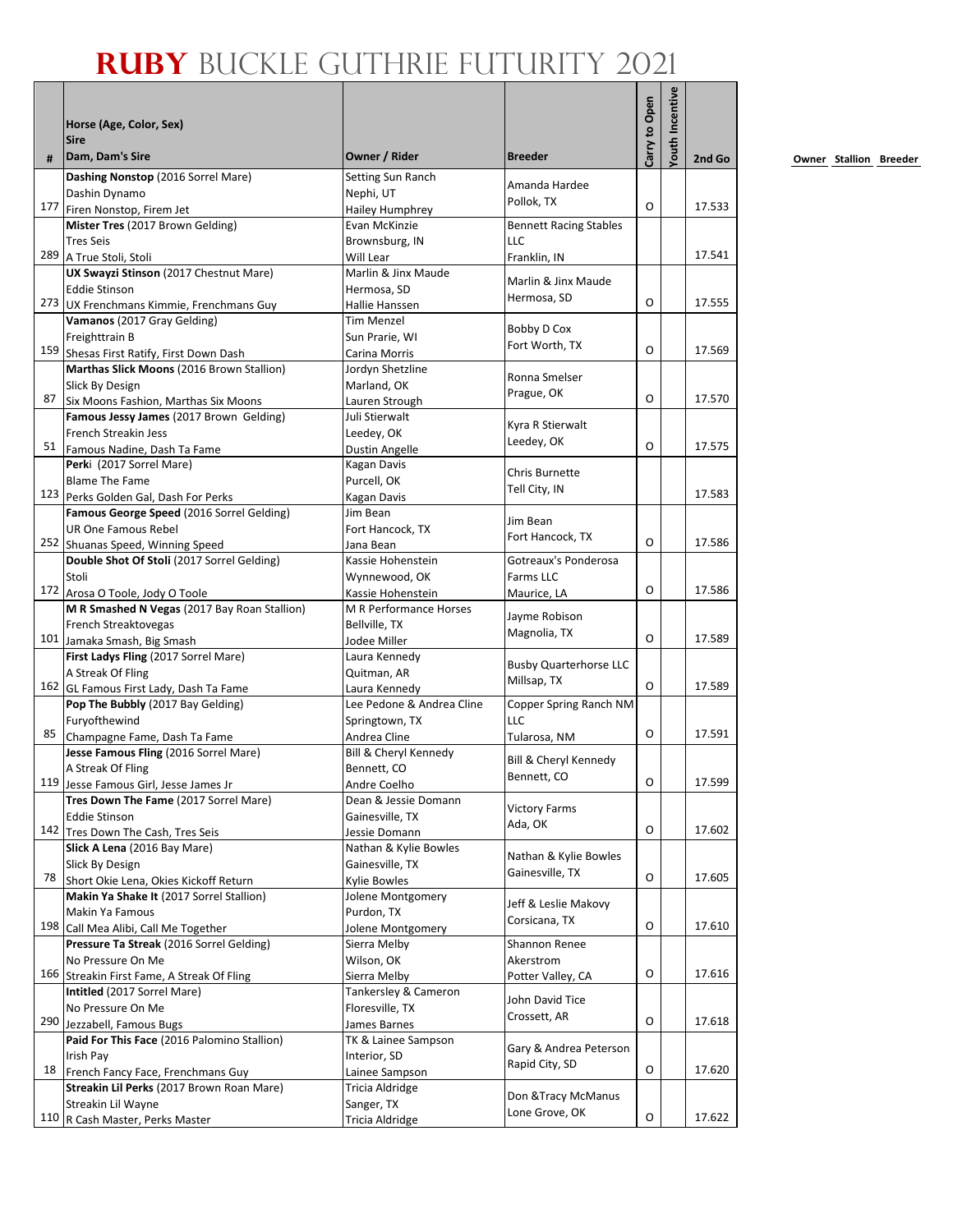# RUBY BUCKLE GUTHRIE FUTURITY 2021

| # | Horse (Age, Color, Sex) Sire Dam, Dam's Sire | Owner / Rider | Breeder | Carry to Open | Youth Incentive | 2nd Go |
|---|---|---|---|---|---|---|
| 177 | **Dashing Nonstop** (2016 Sorrel Mare) Dashin Dynamo Firen Nonstop, Firem Jet | Setting Sun Ranch Nephi, UT Hailey Humphrey | Amanda Hardee Pollok, TX | O | | 17.533 |
| 289 | **Mister Tres** (2017 Brown Gelding) Tres Seis A True Stoli, Stoli | Evan McKinzie Brownsburg, IN Will Lear | Bennett Racing Stables LLC Franklin, IN | | | 17.541 |
| 273 | **UX Swayzi Stinson** (2017 Chestnut Mare) Eddie Stinson UX Frenchmans Kimmie, Frenchmans Guy | Marlin & Jinx Maude Hermosa, SD Hallie Hanssen | Marlin & Jinx Maude Hermosa, SD | O | | 17.555 |
| 159 | **Vamanos** (2017 Gray Gelding) Freighttrain B Shesas First Ratify, First Down Dash | Tim Menzel Sun Prarie, WI Carina Morris | Bobby D Cox Fort Worth, TX | O | | 17.569 |
| 87 | **Marthas Slick Moons** (2016 Brown Stallion) Slick By Design Six Moons Fashion, Marthas Six Moons | Jordyn Shetzline Marland, OK Lauren Strough | Ronna Smelser Prague, OK | O | | 17.570 |
| 51 | **Famous Jessy James** (2017 Brown Gelding) French Streakin Jess Famous Nadine, Dash Ta Fame | Juli Stierwalt Leedey, OK Dustin Angelle | Kyra R Stierwalt Leedey, OK | O | | 17.575 |
| 123 | **Perk**i (2017 Sorrel Mare) Blame The Fame Perks Golden Gal, Dash For Perks | Kagan Davis Purcell, OK Kagan Davis | Chris Burnette Tell City, IN | | | 17.583 |
| 252 | **Famous George Speed** (2016 Sorrel Gelding) UR One Famous Rebel Shuanas Speed, Winning Speed | Jim Bean Fort Hancock, TX Jana Bean | Jim Bean Fort Hancock, TX | O | | 17.586 |
| 172 | **Double Shot Of Stoli** (2017 Sorrel Gelding) Stoli Arosa O Toole, Jody O Toole | Kassie Hohenstein Wynnewood, OK Kassie Hohenstein | Gotreaux's Ponderosa Farms LLC Maurice, LA | O | | 17.586 |
| 101 | **M R Smashed N Vegas** (2017 Bay Roan Stallion) French Streaktovegas Jamaka Smash, Big Smash | M R Performance Horses Bellville, TX Jodee Miller | Jayme Robison Magnolia, TX | O | | 17.589 |
| 162 | **First Ladys Fling** (2017 Sorrel Mare) A Streak Of Fling GL Famous First Lady, Dash Ta Fame | Laura Kennedy Quitman, AR Laura Kennedy | Busby Quarterhorse LLC Millsap, TX | O | | 17.589 |
| 85 | **Pop The Bubbly** (2017 Bay Gelding) Furyofthewind Champagne Fame, Dash Ta Fame | Lee Pedone & Andrea Cline Springtown, TX Andrea Cline | Copper Spring Ranch NM LLC Tularosa, NM | O | | 17.591 |
| 119 | **Jesse Famous Fling** (2016 Sorrel Mare) A Streak Of Fling Jesse Famous Girl, Jesse James Jr | Bill & Cheryl Kennedy Bennett, CO Andre Coelho | Bill & Cheryl Kennedy Bennett, CO | O | | 17.599 |
| 142 | **Tres Down The Fame** (2017 Sorrel Mare) Eddie Stinson Tres Down The Cash, Tres Seis | Dean & Jessie Domann Gainesville, TX Jessie Domann | Victory Farms Ada, OK | O | | 17.602 |
| 78 | **Slick A Lena** (2016 Bay Mare) Slick By Design Short Okie Lena, Okies Kickoff Return | Nathan & Kylie Bowles Gainesville, TX Kylie Bowles | Nathan & Kylie Bowles Gainesville, TX | O | | 17.605 |
| 198 | **Makin Ya Shake It** (2017 Sorrel Stallion) Makin Ya Famous Call Mea Alibi, Call Me Together | Jolene Montgomery Purdon, TX Jolene Montgomery | Jeff & Leslie Makovy Corsicana, TX | O | | 17.610 |
| 166 | **Pressure Ta Streak** (2016 Sorrel Gelding) No Pressure On Me Streakin First Fame, A Streak Of Fling | Sierra Melby Wilson, OK Sierra Melby | Shannon Renee Akerstrom Potter Valley, CA | O | | 17.616 |
| 290 | **Intitled** (2017 Sorrel Mare) No Pressure On Me Jezzabell, Famous Bugs | Tankersley & Cameron Floresville, TX James Barnes | John David Tice Crossett, AR | O | | 17.618 |
| 18 | **Paid For This Face** (2016 Palomino Stallion) Irish Pay French Fancy Face, Frenchmans Guy | TK & Lainee Sampson Interior, SD Lainee Sampson | Gary & Andrea Peterson Rapid City, SD | O | | 17.620 |
| 110 | **Streakin Lil Perks** (2017 Brown Roan Mare) Streakin Lil Wayne R Cash Master, Perks Master | Tricia Aldridge Sanger, TX Tricia Aldridge | Don &Tracy McManus Lone Grove, OK | O | | 17.622 |

Owner Stallion Breeder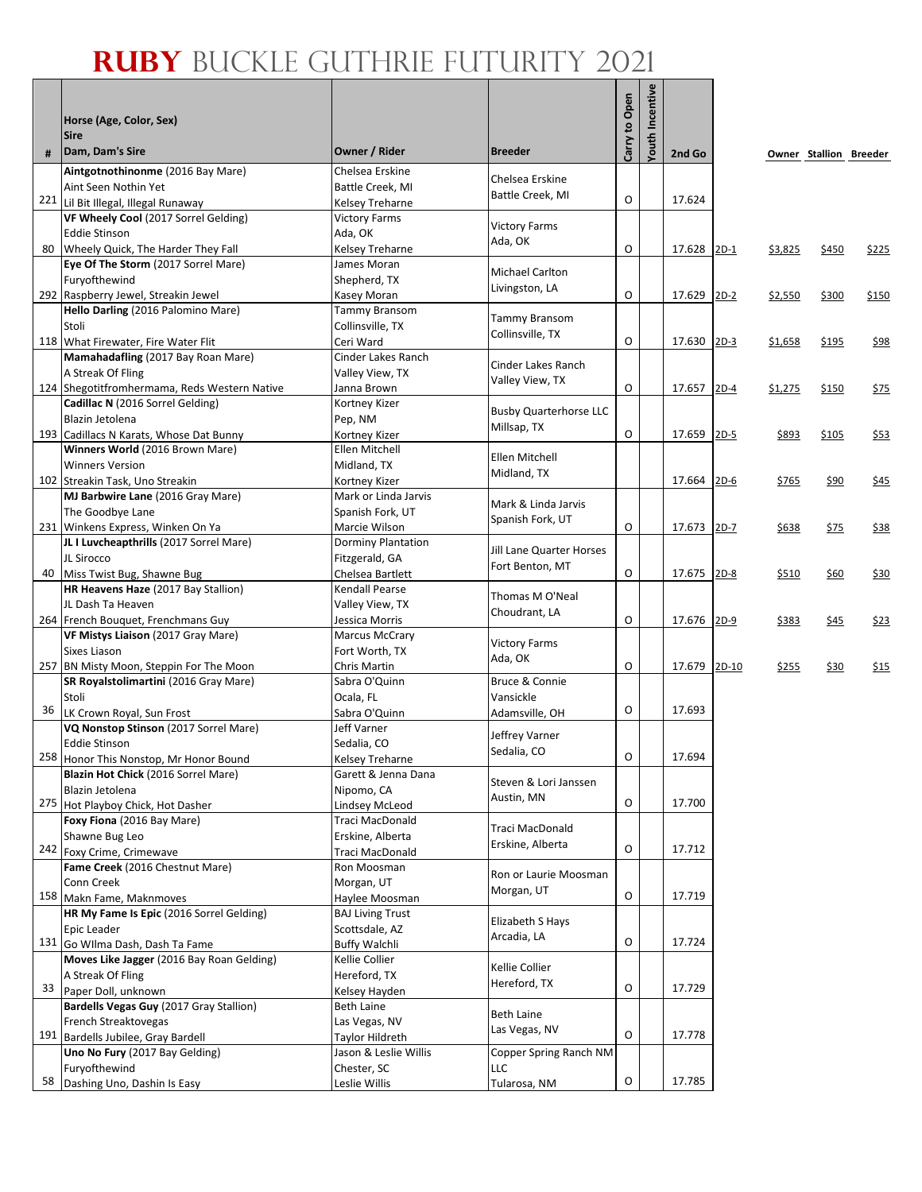# RUBY BUCKLE GUTHRIE FUTURITY 2021

| # | Horse (Age, Color, Sex)<br>Sire<br>Dam, Dam's Sire | Owner / Rider | Breeder | Carry to Open | Youth Incentive | 2nd Go | | Owner | Stallion | Breeder |
|---|---|---|---|---|---|---|---|---|---|---|
| 221 | **Aintgotnothinonme** (2016 Bay Mare)<br>Aint Seen Nothin Yet<br>Lil Bit Illegal, Illegal Runaway | Chelsea Erskine<br>Battle Creek, MI<br>Kelsey Treharne | Chelsea Erskine<br>Battle Creek, MI | O | | 17.624 | | | | |
| 80 | **VF Wheely Cool** (2017 Sorrel Gelding)<br>Eddie Stinson<br>Wheely Quick, The Harder They Fall | Victory Farms<br>Ada, OK<br>Kelsey Treharne | Victory Farms<br>Ada, OK | O | | 17.628 | 2D-1 | $3,825 | $450 | $225 |
| 292 | **Eye Of The Storm** (2017 Sorrel Mare)<br>Furyofthewind<br>Raspberry Jewel, Streakin Jewel | James Moran<br>Shepherd, TX<br>Kasey Moran | Michael Carlton<br>Livingston, LA | O | | 17.629 | 2D-2 | $2,550 | $300 | $150 |
| 118 | **Hello Darling** (2016 Palomino Mare)<br>Stoli<br>What Firewater, Fire Water Flit | Tammy Bransom<br>Collinsville, TX<br>Ceri Ward | Tammy Bransom<br>Collinsville, TX | O | | 17.630 | 2D-3 | $1,658 | $195 | $98 |
| 124 | **Mamahadafling** (2017 Bay Roan Mare)<br>A Streak Of Fling<br>Shegotitfromhermama, Reds Western Native | Cinder Lakes Ranch<br>Valley View, TX<br>Janna Brown | Cinder Lakes Ranch<br>Valley View, TX | O | | 17.657 | 2D-4 | $1,275 | $150 | $75 |
| 193 | **Cadillac N** (2016 Sorrel Gelding)<br>Blazin Jetolena<br>Cadillacs N Karats, Whose Dat Bunny | Kortney Kizer<br>Pep, NM<br>Kortney Kizer | Busby Quarterhorse LLC<br>Millsap, TX | O | | 17.659 | 2D-5 | $893 | $105 | $53 |
| 102 | **Winners World** (2016 Brown Mare)<br>Winners Version<br>Streakin Task, Uno Streakin | Ellen Mitchell<br>Midland, TX<br>Kortney Kizer | Ellen Mitchell<br>Midland, TX | | | 17.664 | 2D-6 | $765 | $90 | $45 |
| 231 | **MJ Barbwire Lane** (2016 Gray Mare)<br>The Goodbye Lane<br>Winkens Express, Winken On Ya | Mark or Linda Jarvis<br>Spanish Fork, UT<br>Marcie Wilson | Mark & Linda Jarvis<br>Spanish Fork, UT | O | | 17.673 | 2D-7 | $638 | $75 | $38 |
| 40 | **JL I Luvcheapthrills** (2017 Sorrel Mare)<br>JL Sirocco<br>Miss Twist Bug, Shawne Bug | Dorminy Plantation<br>Fitzgerald, GA<br>Chelsea Bartlett | Jill Lane Quarter Horses<br>Fort Benton, MT | O | | 17.675 | 2D-8 | $510 | $60 | $30 |
| 264 | **HR Heavens Haze** (2017 Bay Stallion)<br>JL Dash Ta Heaven<br>French Bouquet, Frenchmans Guy | Kendall Pearse<br>Valley View, TX<br>Jessica Morris | Thomas M O'Neal<br>Choudrant, LA | O | | 17.676 | 2D-9 | $383 | $45 | $23 |
| 257 | **VF Mistys Liaison** (2017 Gray Mare)<br>Sixes Liason<br>BN Misty Moon, Steppin For The Moon | Marcus McCrary<br>Fort Worth, TX<br>Chris Martin | Victory Farms<br>Ada, OK | O | | 17.679 | 2D-10 | $255 | $30 | $15 |
| 36 | **SR Royalstolimartini** (2016 Gray Mare)<br>Stoli<br>LK Crown Royal, Sun Frost | Sabra O'Quinn<br>Ocala, FL<br>Sabra O'Quinn | Bruce & Connie Vansickle<br>Adamsville, OH | O | | 17.693 | | | | |
| 258 | **VQ Nonstop Stinson** (2017 Sorrel Mare)<br>Eddie Stinson<br>Honor This Nonstop, Mr Honor Bound | Jeff Varner<br>Sedalia, CO<br>Kelsey Treharne | Jeffrey Varner<br>Sedalia, CO | O | | 17.694 | | | | |
| 275 | **Blazin Hot Chick** (2016 Sorrel Mare)<br>Blazin Jetolena<br>Hot Playboy Chick, Hot Dasher | Garett & Jenna Dana<br>Nipomo, CA<br>Lindsey McLeod | Steven & Lori Janssen<br>Austin, MN | O | | 17.700 | | | | |
| 242 | **Foxy Fiona** (2016 Bay Mare)<br>Shawne Bug Leo<br>Foxy Crime, Crimewave | Traci MacDonald<br>Erskine, Alberta<br>Traci MacDonald | Traci MacDonald<br>Erskine, Alberta | O | | 17.712 | | | | |
| 158 | **Fame Creek** (2016 Chestnut Mare)<br>Conn Creek<br>Makn Fame, Maknmoves | Ron Moosman<br>Morgan, UT<br>Haylee Moosman | Ron or Laurie Moosman<br>Morgan, UT | O | | 17.719 | | | | |
| 131 | **HR My Fame Is Epic** (2016 Sorrel Gelding)<br>Epic Leader<br>Go WIlma Dash, Dash Ta Fame | BAJ Living Trust<br>Scottsdale, AZ<br>Buffy Walchli | Elizabeth S Hays<br>Arcadia, LA | O | | 17.724 | | | | |
| 33 | **Moves Like Jagger** (2016 Bay Roan Gelding)<br>A Streak Of Fling<br>Paper Doll, unknown | Kellie Collier<br>Hereford, TX<br>Kelsey Hayden | Kellie Collier<br>Hereford, TX | O | | 17.729 | | | | |
| 191 | **Bardells Vegas Guy** (2017 Gray Stallion)<br>French Streaktovegas<br>Bardells Jubilee, Gray Bardell | Beth Laine<br>Las Vegas, NV<br>Taylor Hildreth | Beth Laine<br>Las Vegas, NV | O | | 17.778 | | | | |
| 58 | **Uno No Fury** (2017 Bay Gelding)<br>Furyofthewind<br>Dashing Uno, Dashin Is Easy | Jason & Leslie Willis<br>Chester, SC<br>Leslie Willis | Copper Spring Ranch NM LLC<br>Tularosa, NM | O | | 17.785 | | | | |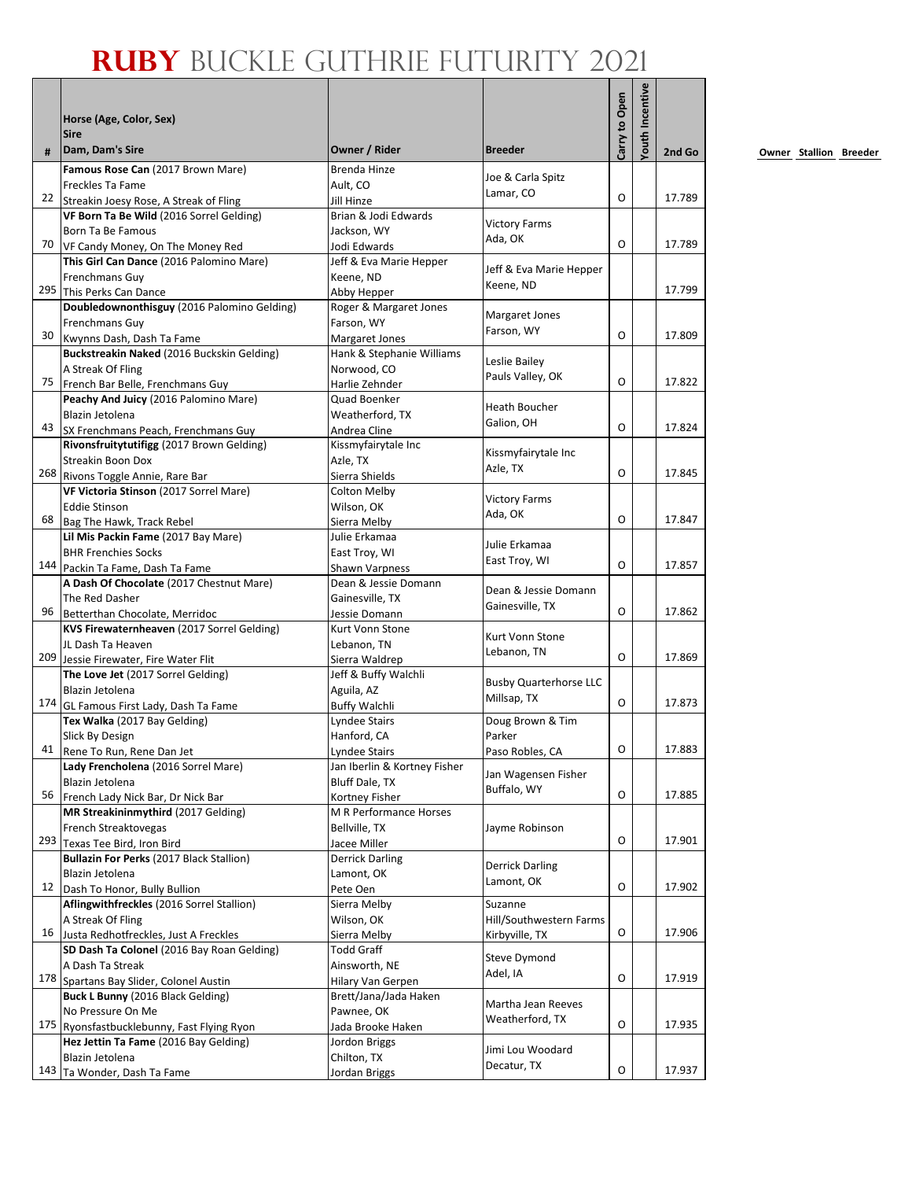# RUBY BUCKLE GUTHRIE FUTURITY 2021

| # | Horse (Age, Color, Sex) Sire Dam, Dam's Sire | Owner / Rider | Breeder | Carry to Open | Youth Incentive | 2nd Go |
|---|---|---|---|---|---|---|
| 22 | **Famous Rose Can** (2017 Brown Mare) Freckles Ta Fame Streakin Joesy Rose, A Streak of Fling | Brenda Hinze Ault, CO Jill Hinze | Joe & Carla Spitz Lamar, CO | O | | 17.789 |
| 70 | **VF Born Ta Be Wild** (2016 Sorrel Gelding) Born Ta Be Famous VF Candy Money, On The Money Red | Brian & Jodi Edwards Jackson, WY Jodi Edwards | Victory Farms Ada, OK | O | | 17.789 |
| 295 | **This Girl Can Dance** (2016 Palomino Mare) Frenchmans Guy This Perks Can Dance | Jeff & Eva Marie Hepper Keene, ND Abby Hepper | Jeff & Eva Marie Hepper Keene, ND | | | 17.799 |
| 30 | **Doubledownonthisguy** (2016 Palomino Gelding) Frenchmans Guy Kwynns Dash, Dash Ta Fame | Roger & Margaret Jones Farson, WY Margaret Jones | Margaret Jones Farson, WY | O | | 17.809 |
| 75 | **Buckstreakin Naked** (2016 Buckskin Gelding) A Streak Of Fling French Bar Belle, Frenchmans Guy | Hank & Stephanie Williams Norwood, CO Harlie Zehnder | Leslie Bailey Pauls Valley, OK | O | | 17.822 |
| 43 | **Peachy And Juicy** (2016 Palomino Mare) Blazin Jetolena SX Frenchmans Peach, Frenchmans Guy | Quad Boenker Weatherford, TX Andrea Cline | Heath Boucher Galion, OH | O | | 17.824 |
| 268 | **Rivonsfruitytutifigg** (2017 Brown Gelding) Streakin Boon Dox Rivons Toggle Annie, Rare Bar | Kissmyfairytale Inc Azle, TX Sierra Shields | Kissmyfairytale Inc Azle, TX | O | | 17.845 |
| 68 | **VF Victoria Stinson** (2017 Sorrel Mare) Eddie Stinson Bag The Hawk, Track Rebel | Colton Melby Wilson, OK Sierra Melby | Victory Farms Ada, OK | O | | 17.847 |
| 144 | **Lil Mis Packin Fame** (2017 Bay Mare) BHR Frenchies Socks Packin Ta Fame, Dash Ta Fame | Julie Erkamaa East Troy, WI Shawn Varpness | Julie Erkamaa East Troy, WI | O | | 17.857 |
| 96 | **A Dash Of Chocolate** (2017 Chestnut Mare) The Red Dasher Betterthan Chocolate, Merridoc | Dean & Jessie Domann Gainesville, TX Jessie Domann | Dean & Jessie Domann Gainesville, TX | O | | 17.862 |
| 209 | **KVS Firewaternheaven** (2017 Sorrel Gelding) JL Dash Ta Heaven Jessie Firewater, Fire Water Flit | Kurt Vonn Stone Lebanon, TN Sierra Waldrep | Kurt Vonn Stone Lebanon, TN | O | | 17.869 |
| 174 | **The Love Jet** (2017 Sorrel Gelding) Blazin Jetolena GL Famous First Lady, Dash Ta Fame | Jeff & Buffy Walchli Aguila, AZ Buffy Walchli | Busby Quarterhorse LLC Millsap, TX | O | | 17.873 |
| 41 | **Tex Walka** (2017 Bay Gelding) Slick By Design Rene To Run, Rene Dan Jet | Lyndee Stairs Hanford, CA Lyndee Stairs | Doug Brown & Tim Parker Paso Robles, CA | O | | 17.883 |
| 56 | **Lady Frencholena** (2016 Sorrel Mare) Blazin Jetolena French Lady Nick Bar, Dr Nick Bar | Jan Iberlin & Kortney Fisher Bluff Dale, TX Kortney Fisher | Jan Wagensen Fisher Buffalo, WY | O | | 17.885 |
| 293 | **MR Streakininmythird** (2017 Gelding) French Streaktovegas Texas Tee Bird, Iron Bird | M R Performance Horses Bellville, TX Jacee Miller | Jayme Robinson | O | | 17.901 |
| 12 | **Bullazin For Perks** (2017 Black Stallion) Blazin Jetolena Dash To Honor, Bully Bullion | Derrick Darling Lamont, OK Pete Oen | Derrick Darling Lamont, OK | O | | 17.902 |
| 16 | **Aflingwithfreckles** (2016 Sorrel Stallion) A Streak Of Fling Justa Redhotfreckles, Just A Freckles | Sierra Melby Wilson, OK Sierra Melby | Suzanne Hill/Southwestern Farms Kirbyville, TX | O | | 17.906 |
| 178 | **SD Dash Ta Colonel** (2016 Bay Roan Gelding) A Dash Ta Streak Spartans Bay Slider, Colonel Austin | Todd Graff Ainsworth, NE Hilary Van Gerpen | Steve Dymond Adel, IA | O | | 17.919 |
| 175 | **Buck L Bunny** (2016 Black Gelding) No Pressure On Me Ryonsfastbucklebunny, Fast Flying Ryon | Brett/Jana/Jada Haken Pawnee, OK Jada Brooke Haken | Martha Jean Reeves Weatherford, TX | O | | 17.935 |
| 143 | **Hez Jettin Ta Fame** (2016 Bay Gelding) Blazin Jetolena Ta Wonder, Dash Ta Fame | Jordon Briggs Chilton, TX Jordan Briggs | Jimi Lou Woodard Decatur, TX | O | | 17.937 |

**Owner Stallion Breeder**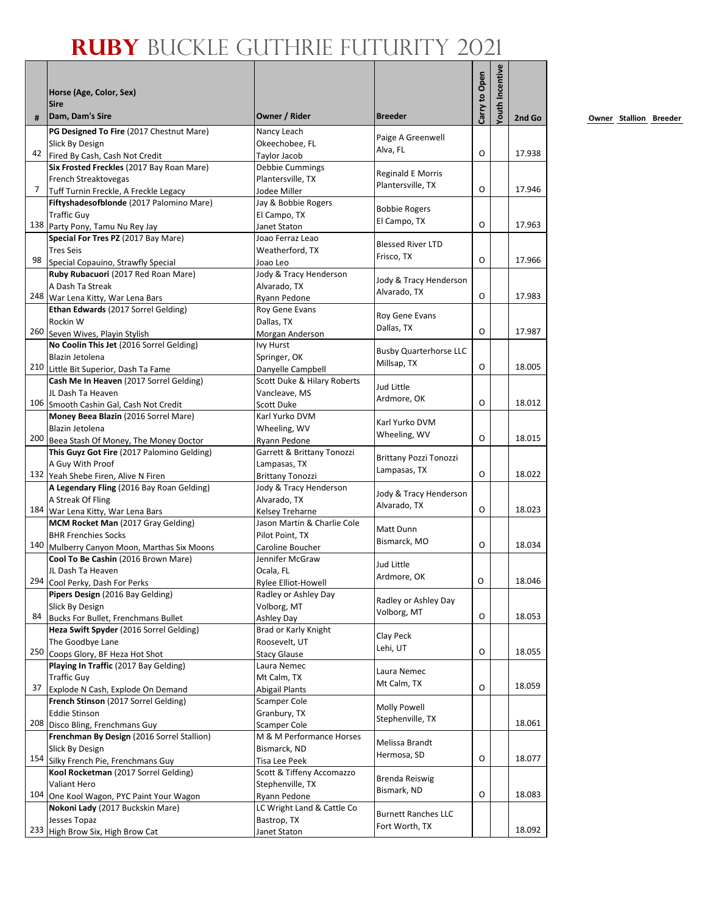# Ruby Buckle Guthrie Futurity 2021

| # | Horse (Age, Color, Sex)<br>Sire<br>Dam, Dam's Sire | Owner / Rider | Breeder | Carry to Open | Youth Incentive | 2nd Go |
|---|---|---|---|---|---|---|
| 42 | **PG Designed To Fire** (2017 Chestnut Mare)<br>Slick By Design<br>Fired By Cash, Cash Not Credit | Nancy Leach<br>Okeechobee, FL<br>Taylor Jacob | Paige A Greenwell<br>Alva, FL | O | | 17.938 |
| 7 | **Six Frosted Freckles** (2017 Bay Roan Mare)<br>French Streaktovegas<br>Tuff Turnin Freckle, A Freckle Legacy | Debbie Cummings<br>Plantersville, TX<br>Jodee Miller | Reginald E Morris<br>Plantersville, TX | O | | 17.946 |
| 138 | **Fiftyshadesofblonde** (2017 Palomino Mare)<br>Traffic Guy<br>Party Pony, Tamu Nu Rey Jay | Jay & Bobbie Rogers<br>El Campo, TX<br>Janet Staton | Bobbie Rogers<br>El Campo, TX | O | | 17.963 |
| 98 | **Special For Tres PZ** (2017 Bay Mare)<br>Tres Seis<br>Special Copauino, Strawfly Special | Joao Ferraz Leao<br>Weatherford, TX<br>Joao Leo | Blessed River LTD<br>Frisco, TX | O | | 17.966 |
| 248 | **Ruby Rubacuori** (2017 Red Roan Mare)<br>A Dash Ta Streak<br>War Lena Kitty, War Lena Bars | Jody & Tracy Henderson<br>Alvarado, TX<br>Ryann Pedone | Jody & Tracy Henderson<br>Alvarado, TX | O | | 17.983 |
| 260 | **Ethan Edwards** (2017 Sorrel Gelding)<br>Rockin W<br>Seven Wives, Playin Stylish | Roy Gene Evans<br>Dallas, TX<br>Morgan Anderson | Roy Gene Evans<br>Dallas, TX | O | | 17.987 |
| 210 | **No Coolin This Jet** (2016 Sorrel Gelding)<br>Blazin Jetolena<br>Little Bit Superior, Dash Ta Fame | Ivy Hurst<br>Springer, OK<br>Danyelle Campbell | Busby Quarterhorse LLC<br>Millsap, TX | O | | 18.005 |
| 106 | **Cash Me In Heaven** (2017 Sorrel Gelding)<br>JL Dash Ta Heaven<br>Smooth Cashin Gal, Cash Not Credit | Scott Duke & Hilary Roberts<br>Vancleave, MS<br>Scott Duke | Jud Little<br>Ardmore, OK | O | | 18.012 |
| 200 | **Money Beea Blazin** (2016 Sorrel Mare)<br>Blazin Jetolena<br>Beea Stash Of Money, The Money Doctor | Karl Yurko DVM<br>Wheeling, WV<br>Ryann Pedone | Karl Yurko DVM<br>Wheeling, WV | O | | 18.015 |
| 132 | **This Guyz Got Fire** (2017 Palomino Gelding)<br>A Guy With Proof<br>Yeah Shebe Firen, Alive N Firen | Garrett & Brittany Tonozzi<br>Lampasas, TX<br>Brittany Tonozzi | Brittany Pozzi Tonozzi<br>Lampasas, TX | O | | 18.022 |
| 184 | **A Legendary Fling** (2016 Bay Roan Gelding)<br>A Streak Of Fling<br>War Lena Kitty, War Lena Bars | Jody & Tracy Henderson<br>Alvarado, TX<br>Kelsey Treharne | Jody & Tracy Henderson<br>Alvarado, TX | O | | 18.023 |
| 140 | **MCM Rocket Man** (2017 Gray Gelding)<br>BHR Frenchies Socks<br>Mulberry Canyon Moon, Marthas Six Moons | Jason Martin & Charlie Cole<br>Pilot Point, TX<br>Caroline Boucher | Matt Dunn<br>Bismarck, MO | O | | 18.034 |
| 294 | **Cool To Be Cashin** (2016 Brown Mare)<br>JL Dash Ta Heaven<br>Cool Perky, Dash For Perks | Jennifer McGraw<br>Ocala, FL<br>Rylee Elliot-Howell | Jud Little<br>Ardmore, OK | O | | 18.046 |
| 84 | **Pipers Design** (2016 Bay Gelding)<br>Slick By Design<br>Bucks For Bullet, Frenchmans Bullet | Radley or Ashley Day<br>Volborg, MT<br>Ashley Day | Radley or Ashley Day<br>Volborg, MT | O | | 18.053 |
| 250 | **Heza Swift Spyder** (2016 Sorrel Gelding)<br>The Goodbye Lane<br>Coops Glory, BF Heza Hot Shot | Brad or Karly Knight<br>Roosevelt, UT<br>Stacy Glause | Clay Peck<br>Lehi, UT | O | | 18.055 |
| 37 | **Playing In Traffic** (2017 Bay Gelding)<br>Traffic Guy<br>Explode N Cash, Explode On Demand | Laura Nemec<br>Mt Calm, TX<br>Abigail Plants | Laura Nemec<br>Mt Calm, TX | O | | 18.059 |
| 208 | **French Stinson** (2017 Sorrel Gelding)<br>Eddie Stinson<br>Disco Bling, Frenchmans Guy | Scamper Cole<br>Granbury, TX<br>Scamper Cole | Molly Powell<br>Stephenville, TX | | | 18.061 |
| 154 | **Frenchman By Design** (2016 Sorrel Stallion)<br>Slick By Design<br>Silky French Pie, Frenchmans Guy | M & M Performance Horses<br>Bismarck, ND<br>Tisa Lee Peek | Melissa Brandt<br>Hermosa, SD | O | | 18.077 |
| 104 | **Kool Rocketman** (2017 Sorrel Gelding)<br>Valiant Hero<br>One Kool Wagon, PYC Paint Your Wagon | Scott & Tiffeny Accomazzo<br>Stephenville, TX<br>Ryann Pedone | Brenda Reiswig<br>Bismark, ND | O | | 18.083 |
| 233 | **Nokoni Lady** (2017 Buckskin Mare)<br>Jesses Topaz<br>High Brow Six, High Brow Cat | LC Wright Land & Cattle Co<br>Bastrop, TX<br>Janet Staton | Burnett Ranches LLC<br>Fort Worth, TX | | | 18.092 |

Owner Stallion Breeder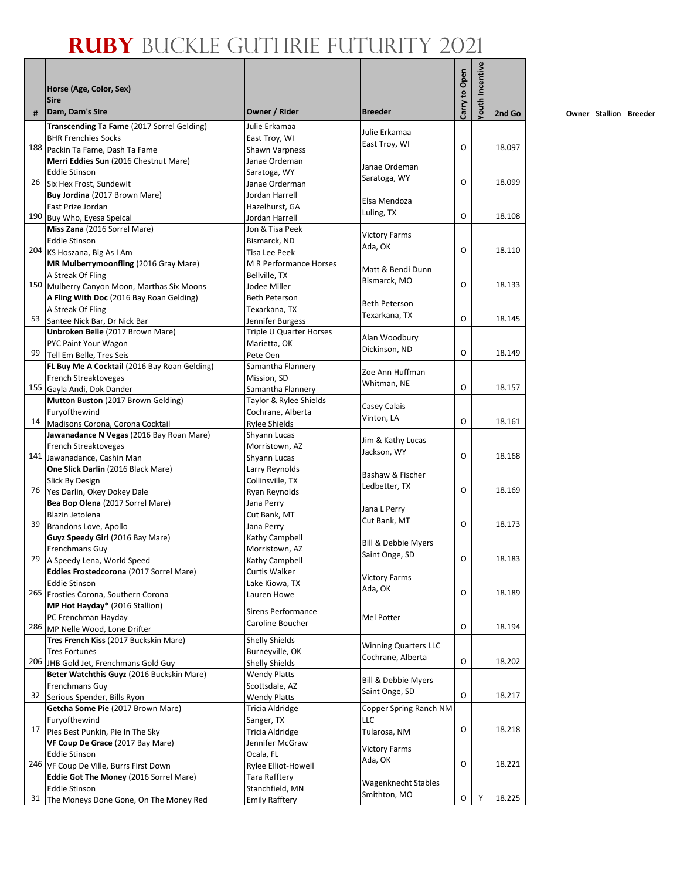# RUBY BUCKLE GUTHRIE FUTURITY 2021

| # | Horse (Age, Color, Sex) Sire Dam, Dam's Sire | Owner / Rider | Breeder | Carry to Open | Youth Incentive | 2nd Go |
|---|---|---|---|---|---|---|
| 188 | **Transcending Ta Fame** (2017 Sorrel Gelding) BHR Frenchies Socks Packin Ta Fame, Dash Ta Fame | Julie Erkamaa East Troy, WI Shawn Varpness | Julie Erkamaa East Troy, WI | O | | 18.097 |
| 26 | **Merri Eddies Sun** (2016 Chestnut Mare) Eddie Stinson Six Hex Frost, Sundewit | Janae Ordeman Saratoga, WY Janae Orderman | Janae Ordeman Saratoga, WY | O | | 18.099 |
| 190 | **Buy Jordina** (2017 Brown Mare) Fast Prize Jordan Buy Who, Eyesa Speical | Jordan Harrell Hazelhurst, GA Jordan Harrell | Elsa Mendoza Luling, TX | O | | 18.108 |
| 204 | **Miss Zana** (2016 Sorrel Mare) Eddie Stinson KS Hoszana, Big As I Am | Jon & Tisa Peek Bismarck, ND Tisa Lee Peek | Victory Farms Ada, OK | O | | 18.110 |
| 150 | **MR Mulberrymoonfling** (2016 Gray Mare) A Streak Of Fling Mulberry Canyon Moon, Marthas Six Moons | M R Performance Horses Bellville, TX Jodee Miller | Matt & Bendi Dunn Bismarck, MO | O | | 18.133 |
| 53 | **A Fling With Doc** (2016 Bay Roan Gelding) A Streak Of Fling Santee Nick Bar, Dr Nick Bar | Beth Peterson Texarkana, TX Jennifer Burgess | Beth Peterson Texarkana, TX | O | | 18.145 |
| 99 | **Unbroken Belle** (2017 Brown Mare) PYC Paint Your Wagon Tell Em Belle, Tres Seis | Triple U Quarter Horses Marietta, OK Pete Oen | Alan Woodbury Dickinson, ND | O | | 18.149 |
| 155 | **FL Buy Me A Cocktail** (2016 Bay Roan Gelding) French Streaktovegas Gayla Andi, Dok Dander | Samantha Flannery Mission, SD Samantha Flannery | Zoe Ann Huffman Whitman, NE | O | | 18.157 |
| 14 | **Mutton Buston** (2017 Brown Gelding) Furyofthewind Madisons Corona, Corona Cocktail | Taylor & Rylee Shields Cochrane, Alberta Rylee Shields | Casey Calais Vinton, LA | O | | 18.161 |
| 141 | **Jawanadance N Vegas** (2016 Bay Roan Mare) French Streaktovegas Jawanadance, Cashin Man | Shyann Lucas Morristown, AZ Shyann Lucas | Jim & Kathy Lucas Jackson, WY | O | | 18.168 |
| 76 | **One Slick Darlin** (2016 Black Mare) Slick By Design Yes Darlin, Okey Dokey Dale | Larry Reynolds Collinsville, TX Ryan Reynolds | Bashaw & Fischer Ledbetter, TX | O | | 18.169 |
| 39 | **Bea Bop Olena** (2017 Sorrel Mare) Blazin Jetolena Brandons Love, Apollo | Jana Perry Cut Bank, MT Jana Perry | Jana L Perry Cut Bank, MT | O | | 18.173 |
| 79 | **Guyz Speedy Girl** (2016 Bay Mare) Frenchmans Guy A Speedy Lena, World Speed | Kathy Campbell Morristown, AZ Kathy Campbell | Bill & Debbie Myers Saint Onge, SD | O | | 18.183 |
| 265 | **Eddies Frostedcorona** (2017 Sorrel Mare) Eddie Stinson Frosties Corona, Southern Corona | Curtis Walker Lake Kiowa, TX Lauren Howe | Victory Farms Ada, OK | O | | 18.189 |
| 286 | **MP Hot Hayday*** (2016 Stallion) PC Frenchman Hayday MP Nelle Wood, Lone Drifter | Sirens Performance Caroline Boucher | Mel Potter | O | | 18.194 |
| 206 | **Tres French Kiss** (2017 Buckskin Mare) Tres Fortunes JHB Gold Jet, Frenchmans Gold Guy | Shelly Shields Burneyville, OK Shelly Shields | Winning Quarters LLC Cochrane, Alberta | O | | 18.202 |
| 32 | **Beter Watchthis Guyz** (2016 Buckskin Mare) Frenchmans Guy Serious Spender, Bills Ryon | Wendy Platts Scottsdale, AZ Wendy Platts | Bill & Debbie Myers Saint Onge, SD | O | | 18.217 |
| 17 | **Getcha Some Pie** (2017 Brown Mare) Furyofthewind Pies Best Punkin, Pie In The Sky | Tricia Aldridge Sanger, TX Tricia Aldridge | Copper Spring Ranch NM LLC Tularosa, NM | O | | 18.218 |
| 246 | **VF Coup De Grace** (2017 Bay Mare) Eddie Stinson VF Coup De Ville, Burrs First Down | Jennifer McGraw Ocala, FL Rylee Elliot-Howell | Victory Farms Ada, OK | O | | 18.221 |
| 31 | **Eddie Got The Money** (2016 Sorrel Mare) Eddie Stinson The Moneys Done Gone, On The Money Red | Tara Rafftery Stanchfield, MN Emily Rafftery | Wagenknecht Stables Smithton, MO | O | Y | 18.225 |

**Owner Stallion Breeder**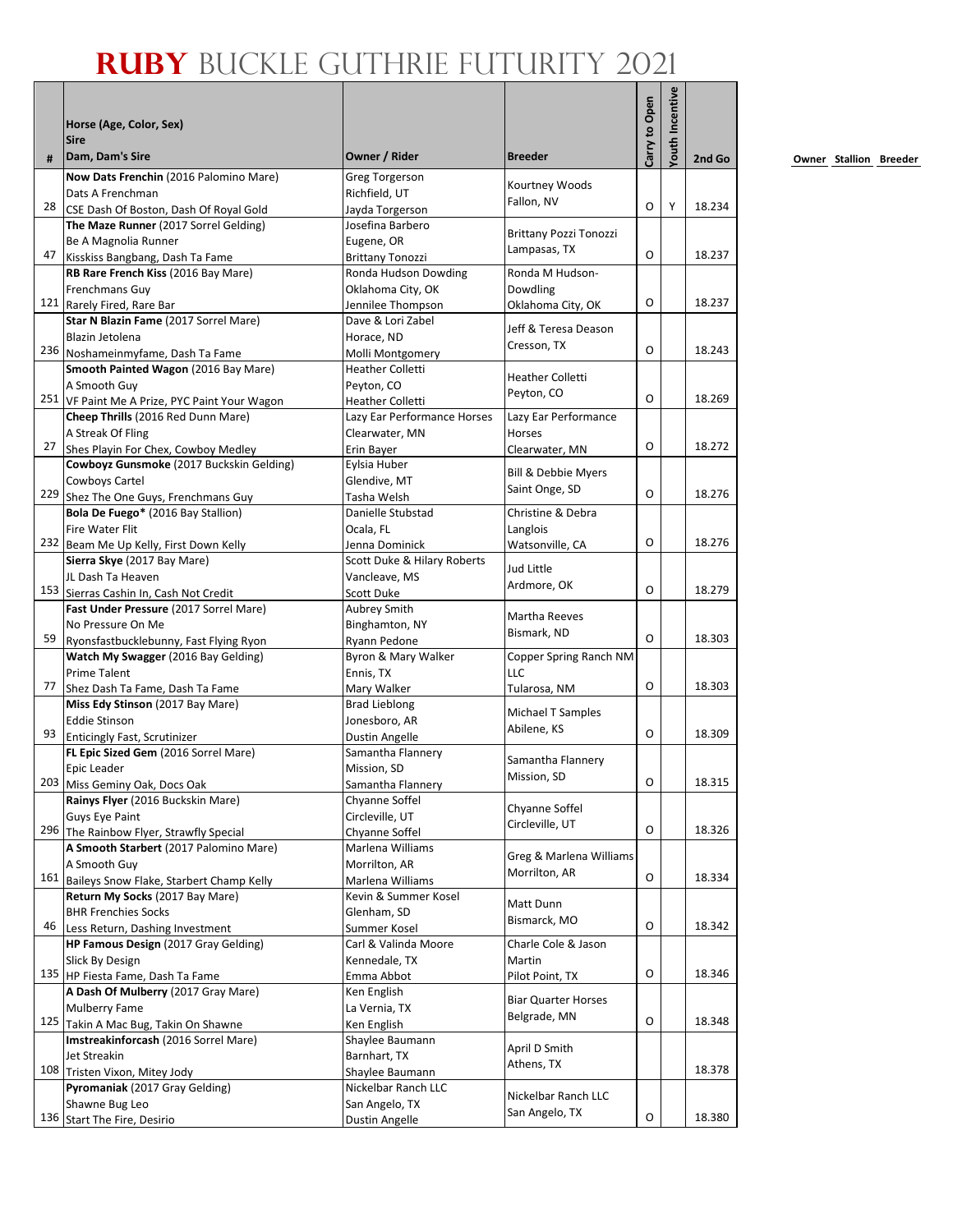# RUBY BUCKLE GUTHRIE FUTURITY 2021

| # | Horse (Age, Color, Sex) Sire Dam, Dam's Sire | Owner / Rider | Breeder | Carry to Open | Youth Incentive | 2nd Go |
|---|---|---|---|---|---|---|
| 28 | **Now Dats Frenchin** (2016 Palomino Mare) Dats A Frenchman CSE Dash Of Boston, Dash Of Royal Gold | Greg Torgerson Richfield, UT Jayda Torgerson | Kourtney Woods Fallon, NV | O | Y | 18.234 |
| 47 | **The Maze Runner** (2017 Sorrel Gelding) Be A Magnolia Runner Kisskiss Bangbang, Dash Ta Fame | Josefina Barbero Eugene, OR Brittany Tonozzi | Brittany Pozzi Tonozzi Lampasas, TX | O | | 18.237 |
| 121 | **RB Rare French Kiss** (2016 Bay Mare) Frenchmans Guy Rarely Fired, Rare Bar | Ronda Hudson Dowding Oklahoma City, OK Jennilee Thompson | Ronda M Hudson-Dowdling Oklahoma City, OK | O | | 18.237 |
| 236 | **Star N Blazin Fame** (2017 Sorrel Mare) Blazin Jetolena Noshameinmyfame, Dash Ta Fame | Dave & Lori Zabel Horace, ND Molli Montgomery | Jeff & Teresa Deason Cresson, TX | O | | 18.243 |
| 251 | **Smooth Painted Wagon** (2016 Bay Mare) A Smooth Guy VF Paint Me A Prize, PYC Paint Your Wagon | Heather Colletti Peyton, CO Heather Colletti | Heather Colletti Peyton, CO | O | | 18.269 |
| 27 | **Cheep Thrills** (2016 Red Dunn Mare) A Streak Of Fling Shes Playin For Chex, Cowboy Medley | Lazy Ear Performance Horses Clearwater, MN Erin Bayer | Lazy Ear Performance Horses Clearwater, MN | O | | 18.272 |
| 229 | **Cowboyz Gunsmoke** (2017 Buckskin Gelding) Cowboys Cartel Shez The One Guys, Frenchmans Guy | Eylsia Huber Glendive, MT Tasha Welsh | Bill & Debbie Myers Saint Onge, SD | O | | 18.276 |
| 232 | **Bola De Fuego*** (2016 Bay Stallion) Fire Water Flit Beam Me Up Kelly, First Down Kelly | Danielle Stubstad Ocala, FL Jenna Dominick | Christine & Debra Langlois Watsonville, CA | O | | 18.276 |
| 153 | **Sierra Skye** (2017 Bay Mare) JL Dash Ta Heaven Sierras Cashin In, Cash Not Credit | Scott Duke & Hilary Roberts Vancleave, MS Scott Duke | Jud Little Ardmore, OK | O | | 18.279 |
| 59 | **Fast Under Pressure** (2017 Sorrel Mare) No Pressure On Me Ryonsfastbucklebunny, Fast Flying Ryon | Aubrey Smith Binghamton, NY Ryann Pedone | Martha Reeves Bismark, ND | O | | 18.303 |
| 77 | **Watch My Swagger** (2016 Bay Gelding) Prime Talent Shez Dash Ta Fame, Dash Ta Fame | Byron & Mary Walker Ennis, TX Mary Walker | Copper Spring Ranch NM LLC Tularosa, NM | O | | 18.303 |
| 93 | **Miss Edy Stinson** (2017 Bay Mare) Eddie Stinson Enticingly Fast, Scrutinizer | Brad Lieblong Jonesboro, AR Dustin Angelle | Michael T Samples Abilene, KS | O | | 18.309 |
| 203 | **FL Epic Sized Gem** (2016 Sorrel Mare) Epic Leader Miss Geminy Oak, Docs Oak | Samantha Flannery Mission, SD Samantha Flannery | Samantha Flannery Mission, SD | O | | 18.315 |
| 296 | **Rainys Flyer** (2016 Buckskin Mare) Guys Eye Paint The Rainbow Flyer, Strawfly Special | Chyanne Soffel Circleville, UT Chyanne Soffel | Chyanne Soffel Circleville, UT | O | | 18.326 |
| 161 | **A Smooth Starbert** (2017 Palomino Mare) A Smooth Guy Baileys Snow Flake, Starbert Champ Kelly | Marlena Williams Morrilton, AR Marlena Williams | Greg & Marlena Williams Morrilton, AR | O | | 18.334 |
| 46 | **Return My Socks** (2017 Bay Mare) BHR Frenchies Socks Less Return, Dashing Investment | Kevin & Summer Kosel Glenham, SD Summer Kosel | Matt Dunn Bismarck, MO | O | | 18.342 |
| 135 | **HP Famous Design** (2017 Gray Gelding) Slick By Design HP Fiesta Fame, Dash Ta Fame | Carl & Valinda Moore Kennedale, TX Emma Abbot | Charle Cole & Jason Martin Pilot Point, TX | O | | 18.346 |
| 125 | **A Dash Of Mulberry** (2017 Gray Mare) Mulberry Fame Takin A Mac Bug, Takin On Shawne | Ken English La Vernia, TX Ken English | Biar Quarter Horses Belgrade, MN | O | | 18.348 |
| 108 | **Imstreakinforcash** (2016 Sorrel Mare) Jet Streakin Tristen Vixon, Mitey Jody | Shaylee Baumann Barnhart, TX Shaylee Baumann | April D Smith Athens, TX | | | 18.378 |
| 136 | **Pyromaniak** (2017 Gray Gelding) Shawne Bug Leo Start The Fire, Desirio | Nickelbar Ranch LLC San Angelo, TX Dustin Angelle | Nickelbar Ranch LLC San Angelo, TX | O | | 18.380 |

Owner Stallion Breeder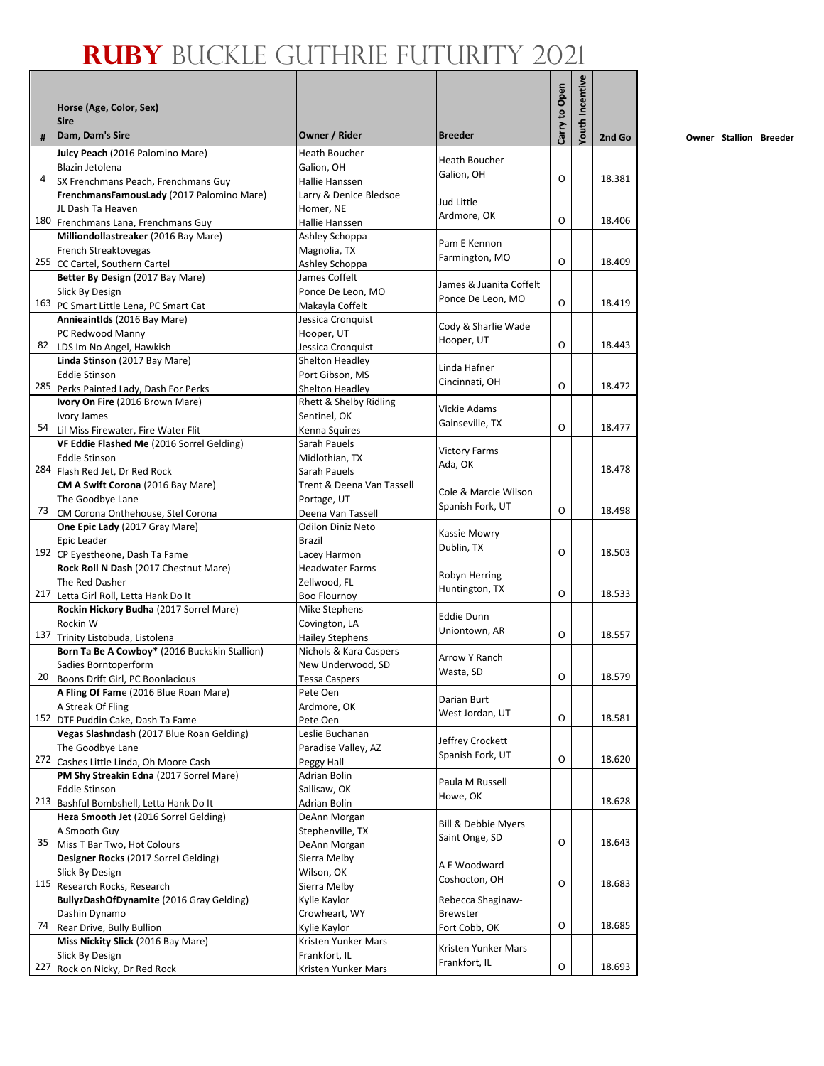# RUBY BUCKLE GUTHRIE FUTURITY 2021

| # | Horse (Age, Color, Sex)<br>Sire<br>Dam, Dam's Sire | Owner / Rider | Breeder | Carry to Open | Youth Incentive | 2nd Go |
|---|---|---|---|---|---|---|
| 4 | **Juicy Peach** (2016 Palomino Mare)<br>Blazin Jetolena<br>SX Frenchmans Peach, Frenchmans Guy | Heath Boucher<br>Galion, OH<br>Hallie Hanssen | Heath Boucher<br>Galion, OH | O | | 18.381 |
| 180 | **FrenchmansFamousLady** (2017 Palomino Mare)<br>JL Dash Ta Heaven<br>Frenchmans Lana, Frenchmans Guy | Larry & Denice Bledsoe<br>Homer, NE<br>Hallie Hanssen | Jud Little<br>Ardmore, OK | O | | 18.406 |
| 255 | **Milliondollastreaker** (2016 Bay Mare)<br>French Streaktovegas<br>CC Cartel, Southern Cartel | Ashley Schoppa<br>Magnolia, TX<br>Ashley Schoppa | Pam E Kennon<br>Farmington, MO | O | | 18.409 |
| 163 | **Better By Design** (2017 Bay Mare)<br>Slick By Design<br>PC Smart Little Lena, PC Smart Cat | James Coffelt<br>Ponce De Leon, MO<br>Makayla Coffelt | James & Juanita Coffelt<br>Ponce De Leon, MO | O | | 18.419 |
| 82 | **Annieaintlds** (2016 Bay Mare)<br>PC Redwood Manny<br>LDS Im No Angel, Hawkish | Jessica Cronquist<br>Hooper, UT<br>Jessica Cronquist | Cody & Sharlie Wade<br>Hooper, UT | O | | 18.443 |
| 285 | **Linda Stinson** (2017 Bay Mare)<br>Eddie Stinson<br>Perks Painted Lady, Dash For Perks | Shelton Headley<br>Port Gibson, MS<br>Shelton Headley | Linda Hafner<br>Cincinnati, OH | O | | 18.472 |
| 54 | **Ivory On Fire** (2016 Brown Mare)<br>Ivory James<br>Lil Miss Firewater, Fire Water Flit | Rhett & Shelby Ridling<br>Sentinel, OK<br>Kenna Squires | Vickie Adams<br>Gainseville, TX | O | | 18.477 |
| 284 | **VF Eddie Flashed Me** (2016 Sorrel Gelding)<br>Eddie Stinson<br>Flash Red Jet, Dr Red Rock | Sarah Pauels<br>Midlothian, TX<br>Sarah Pauels | Victory Farms<br>Ada, OK | | | 18.478 |
| 73 | **CM A Swift Corona** (2016 Bay Mare)<br>The Goodbye Lane<br>CM Corona Onthehouse, Stel Corona | Trent & Deena Van Tassell<br>Portage, UT<br>Deena Van Tassell | Cole & Marcie Wilson<br>Spanish Fork, UT | O | | 18.498 |
| 192 | **One Epic Lady** (2017 Gray Mare)<br>Epic Leader<br>CP Eyestheone, Dash Ta Fame | Odilon Diniz Neto<br>Brazil<br>Lacey Harmon | Kassie Mowry<br>Dublin, TX | O | | 18.503 |
| 217 | **Rock Roll N Dash** (2017 Chestnut Mare)<br>The Red Dasher<br>Letta Girl Roll, Letta Hank Do It | Headwater Farms<br>Zellwood, FL<br>Boo Flournoy | Robyn Herring<br>Huntington, TX | O | | 18.533 |
| 137 | **Rockin Hickory Budha** (2017 Sorrel Mare)<br>Rockin W<br>Trinity Listobuda, Listolena | Mike Stephens<br>Covington, LA<br>Hailey Stephens | Eddie Dunn<br>Uniontown, AR | O | | 18.557 |
| 20 | **Born Ta Be A Cowboy*** (2016 Buckskin Stallion)<br>Sadies Borntoperform<br>Boons Drift Girl, PC Boonlacious | Nichols & Kara Caspers<br>New Underwood, SD<br>Tessa Caspers | Arrow Y Ranch<br>Wasta, SD | O | | 18.579 |
| 152 | **A Fling Of Fame** (2016 Blue Roan Mare)<br>A Streak Of Fling<br>DTF Puddin Cake, Dash Ta Fame | Pete Oen<br>Ardmore, OK<br>Pete Oen | Darian Burt<br>West Jordan, UT | O | | 18.581 |
| 272 | **Vegas Slashndash** (2017 Blue Roan Gelding)<br>The Goodbye Lane<br>Cashes Little Linda, Oh Moore Cash | Leslie Buchanan<br>Paradise Valley, AZ<br>Peggy Hall | Jeffrey Crockett<br>Spanish Fork, UT | O | | 18.620 |
| 213 | **PM Shy Streakin Edna** (2017 Sorrel Mare)<br>Eddie Stinson<br>Bashful Bombshell, Letta Hank Do It | Adrian Bolin<br>Sallisaw, OK<br>Adrian Bolin | Paula M Russell<br>Howe, OK | | | 18.628 |
| 35 | **Heza Smooth Jet** (2016 Sorrel Gelding)<br>A Smooth Guy<br>Miss T Bar Two, Hot Colours | DeAnn Morgan<br>Stephenville, TX<br>DeAnn Morgan | Bill & Debbie Myers<br>Saint Onge, SD | O | | 18.643 |
| 115 | **Designer Rocks** (2017 Sorrel Gelding)<br>Slick By Design<br>Research Rocks, Research | Sierra Melby<br>Wilson, OK<br>Sierra Melby | A E Woodward<br>Coshocton, OH | O | | 18.683 |
| 74 | **BullyzDashOfDynamite** (2016 Gray Gelding)<br>Dashin Dynamo<br>Rear Drive, Bully Bullion | Kylie Kaylor<br>Crowheart, WY<br>Kylie Kaylor | Rebecca Shaginaw-Brewster<br>Fort Cobb, OK | O | | 18.685 |
| 227 | **Miss Nickity Slick** (2016 Bay Mare)<br>Slick By Design<br>Rock on Nicky, Dr Red Rock | Kristen Yunker Mars<br>Frankfort, IL<br>Kristen Yunker Mars | Kristen Yunker Mars<br>Frankfort, IL | O | | 18.693 |

Owner Stallion Breeder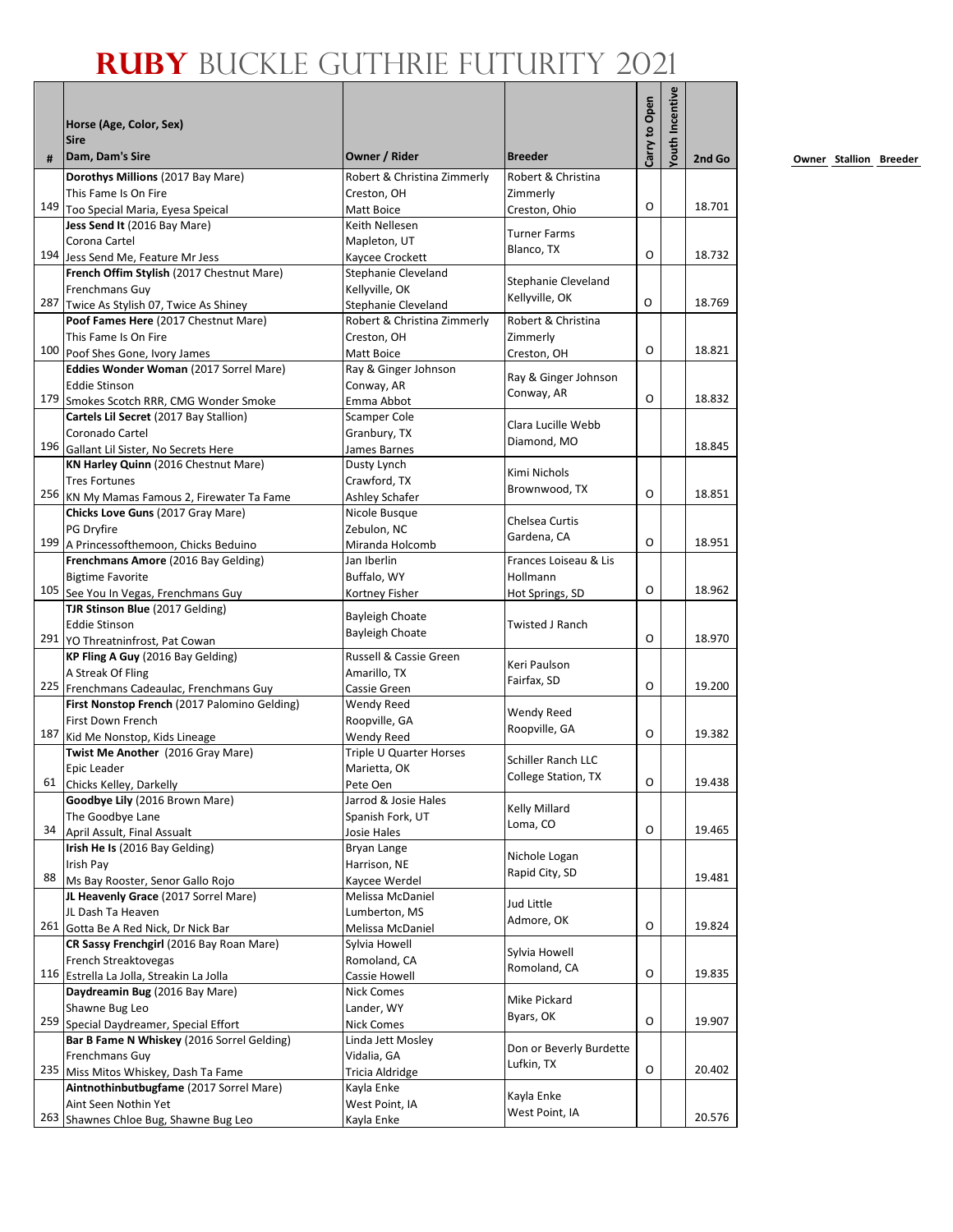# RUBY BUCKLE GUTHRIE FUTURITY 2021

| # | Horse (Age, Color, Sex) Sire Dam, Dam's Sire | Owner / Rider | Breeder | Carry to Open | Youth Incentive | 2nd Go |
|---|---|---|---|---|---|---|
| 149 | **Dorothys Millions** (2017 Bay Mare) This Fame Is On Fire Too Special Maria, Eyesa Speical | Robert & Christina Zimmerly Creston, OH Matt Boice | Robert & Christina Zimmerly Creston, Ohio | O | | 18.701 |
| 194 | **Jess Send It** (2016 Bay Mare) Corona Cartel Jess Send Me, Feature Mr Jess | Keith Nellesen Mapleton, UT Kaycee Crockett | Turner Farms Blanco, TX | O | | 18.732 |
| 287 | **French Offim Stylish** (2017 Chestnut Mare) Frenchmans Guy Twice As Stylish 07, Twice As Shiney | Stephanie Cleveland Kellyville, OK Stephanie Cleveland | Stephanie Cleveland Kellyville, OK | O | | 18.769 |
| 100 | **Poof Fames Here** (2017 Chestnut Mare) This Fame Is On Fire Poof Shes Gone, Ivory James | Robert & Christina Zimmerly Creston, OH Matt Boice | Robert & Christina Zimmerly Creston, OH | O | | 18.821 |
| 179 | **Eddies Wonder Woman** (2017 Sorrel Mare) Eddie Stinson Smokes Scotch RRR, CMG Wonder Smoke | Ray & Ginger Johnson Conway, AR Emma Abbot | Ray & Ginger Johnson Conway, AR | O | | 18.832 |
| 196 | **Cartels Lil Secret** (2017 Bay Stallion) Coronado Cartel Gallant Lil Sister, No Secrets Here | Scamper Cole Granbury, TX James Barnes | Clara Lucille Webb Diamond, MO | | | 18.845 |
| 256 | **KN Harley Quinn** (2016 Chestnut Mare) Tres Fortunes KN My Mamas Famous 2, Firewater Ta Fame | Dusty Lynch Crawford, TX Ashley Schafer | Kimi Nichols Brownwood, TX | O | | 18.851 |
| 199 | **Chicks Love Guns** (2017 Gray Mare) PG Dryfire A Princessofthemoon, Chicks Beduino | Nicole Busque Zebulon, NC Miranda Holcomb | Chelsea Curtis Gardena, CA | O | | 18.951 |
| 105 | **Frenchmans Amore** (2016 Bay Gelding) Bigtime Favorite See You In Vegas, Frenchmans Guy | Jan Iberlin Buffalo, WY Kortney Fisher | Frances Loiseau & Lis Hollmann Hot Springs, SD | O | | 18.962 |
| 291 | **TJR Stinson Blue** (2017 Gelding) Eddie Stinson YO Threatninfrost, Pat Cowan | Bayleigh Choate Bayleigh Choate | Twisted J Ranch | O | | 18.970 |
| 225 | **KP Fling A Guy** (2016 Bay Gelding) A Streak Of Fling Frenchmans Cadeaulac, Frenchmans Guy | Russell & Cassie Green Amarillo, TX Cassie Green | Keri Paulson Fairfax, SD | O | | 19.200 |
| 187 | **First Nonstop French** (2017 Palomino Gelding) First Down French Kid Me Nonstop, Kids Lineage | Wendy Reed Roopville, GA Wendy Reed | Wendy Reed Roopville, GA | O | | 19.382 |
| 61 | **Twist Me Another** (2016 Gray Mare) Epic Leader Chicks Kelley, Darkelly | Triple U Quarter Horses Marietta, OK Pete Oen | Schiller Ranch LLC College Station, TX | O | | 19.438 |
| 34 | **Goodbye Lily** (2016 Brown Mare) The Goodbye Lane April Assult, Final Assualt | Jarrod & Josie Hales Spanish Fork, UT Josie Hales | Kelly Millard Loma, CO | O | | 19.465 |
| 88 | **Irish He Is** (2016 Bay Gelding) Irish Pay Ms Bay Rooster, Senor Gallo Rojo | Bryan Lange Harrison, NE Kaycee Werdel | Nichole Logan Rapid City, SD | | | 19.481 |
| 261 | **JL Heavenly Grace** (2017 Sorrel Mare) JL Dash Ta Heaven Gotta Be A Red Nick, Dr Nick Bar | Melissa McDaniel Lumberton, MS Melissa McDaniel | Jud Little Admore, OK | O | | 19.824 |
| 116 | **CR Sassy Frenchgirl** (2016 Bay Roan Mare) French Streaktovegas Estrella La Jolla, Streakin La Jolla | Sylvia Howell Romoland, CA Cassie Howell | Sylvia Howell Romoland, CA | O | | 19.835 |
| 259 | **Daydreamin Bug** (2016 Bay Mare) Shawne Bug Leo Special Daydreamer, Special Effort | Nick Comes Lander, WY Nick Comes | Mike Pickard Byars, OK | O | | 19.907 |
| 235 | **Bar B Fame N Whiskey** (2016 Sorrel Gelding) Frenchmans Guy Miss Mitos Whiskey, Dash Ta Fame | Linda Jett Mosley Vidalia, GA Tricia Aldridge | Don or Beverly Burdette Lufkin, TX | O | | 20.402 |
| 263 | **Aintnothinbutbugfame** (2017 Sorrel Mare) Aint Seen Nothin Yet Shawnes Chloe Bug, Shawne Bug Leo | Kayla Enke West Point, IA Kayla Enke | Kayla Enke West Point, IA | | | 20.576 |

Owner Stallion Breeder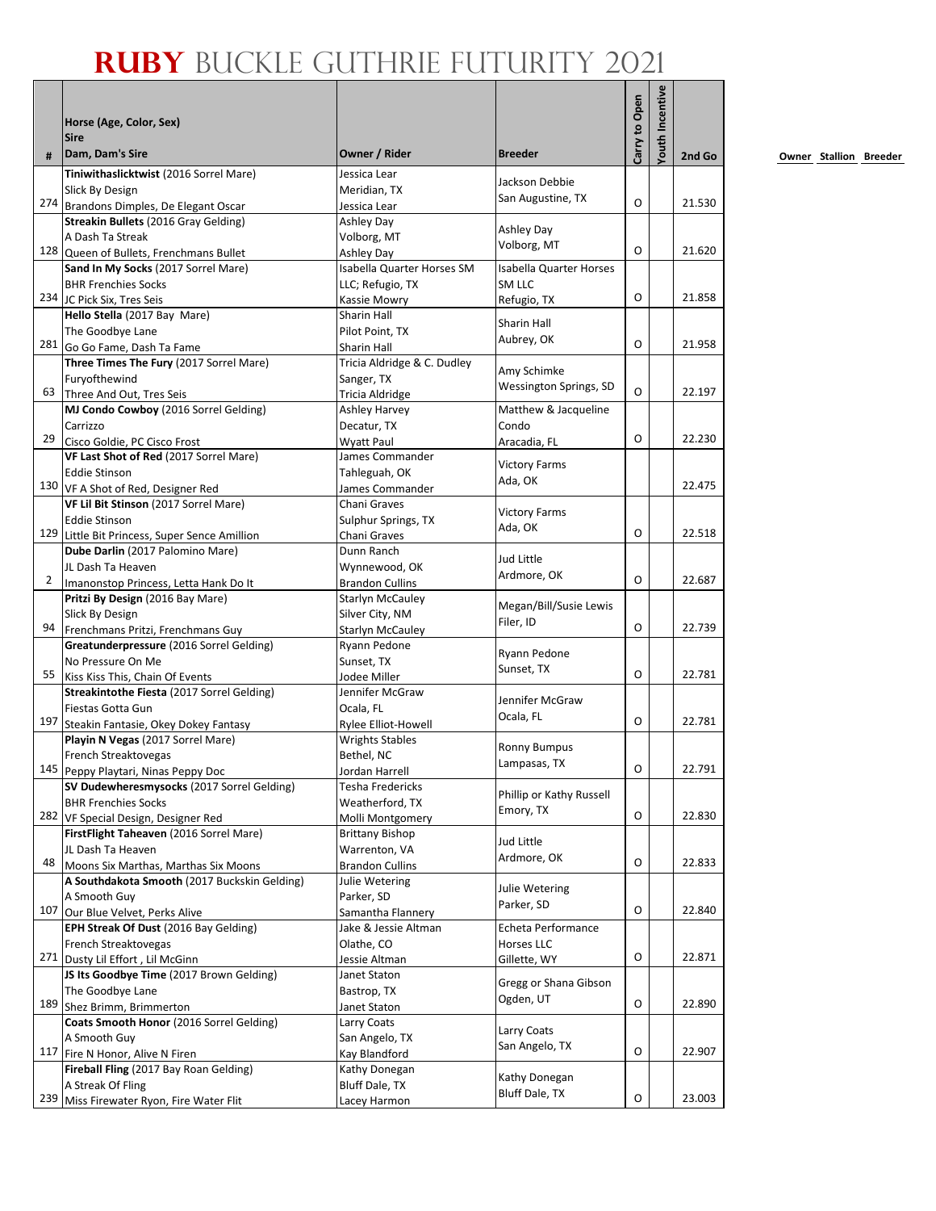# RUBY BUCKLE GUTHRIE FUTURITY 2021

| # | Horse (Age, Color, Sex)<br>Sire<br>Dam, Dam's Sire | Owner / Rider | Breeder | Carry to Open | Youth Incentive | 2nd Go |
|---|---|---|---|---|---|---|
| 274 | **Tiniwithaslicktwist** (2016 Sorrel Mare)<br>Slick By Design<br>Brandons Dimples, De Elegant Oscar | Jessica Lear<br>Meridian, TX<br>Jessica Lear | Jackson Debbie<br>San Augustine, TX | O | | 21.530 |
| 128 | **Streakin Bullets** (2016 Gray Gelding)<br>A Dash Ta Streak<br>Queen of Bullets, Frenchmans Bullet | Ashley Day<br>Volborg, MT<br>Ashley Day | Ashley Day<br>Volborg, MT | O | | 21.620 |
| 234 | **Sand In My Socks** (2017 Sorrel Mare)<br>BHR Frenchies Socks<br>JC Pick Six, Tres Seis | Isabella Quarter Horses SM LLC; Refugio, TX<br>Kassie Mowry | Isabella Quarter Horses SM LLC<br>Refugio, TX | O | | 21.858 |
| 281 | **Hello Stella** (2017 Bay Mare)<br>The Goodbye Lane<br>Go Go Fame, Dash Ta Fame | Sharin Hall<br>Pilot Point, TX<br>Sharin Hall | Sharin Hall<br>Aubrey, OK | O | | 21.958 |
| 63 | **Three Times The Fury** (2017 Sorrel Mare)<br>Furyofthewind<br>Three And Out, Tres Seis | Tricia Aldridge & C. Dudley<br>Sanger, TX<br>Tricia Aldridge | Amy Schimke<br>Wessington Springs, SD | O | | 22.197 |
| 29 | **MJ Condo Cowboy** (2016 Sorrel Gelding)<br>Carrizzo<br>Cisco Goldie, PC Cisco Frost | Ashley Harvey<br>Decatur, TX<br>Wyatt Paul | Matthew & Jacqueline Condo<br>Aracadia, FL | O | | 22.230 |
| 130 | **VF Last Shot of Red** (2017 Sorrel Mare)<br>Eddie Stinson<br>VF A Shot of Red, Designer Red | James Commander<br>Tahleguah, OK<br>James Commander | Victory Farms<br>Ada, OK | | | 22.475 |
| 129 | **VF Lil Bit Stinson** (2017 Sorrel Mare)<br>Eddie Stinson<br>Little Bit Princess, Super Sence Amillion | Chani Graves<br>Sulphur Springs, TX<br>Chani Graves | Victory Farms<br>Ada, OK | O | | 22.518 |
| 2 | **Dube Darlin** (2017 Palomino Mare)<br>JL Dash Ta Heaven<br>Imanonstop Princess, Letta Hank Do It | Dunn Ranch<br>Wynnewood, OK<br>Brandon Cullins | Jud Little<br>Ardmore, OK | O | | 22.687 |
| 94 | **Pritzi By Design** (2016 Bay Mare)<br>Slick By Design<br>Frenchmans Pritzi, Frenchmans Guy | Starlyn McCauley<br>Silver City, NM<br>Starlyn McCauley | Megan/Bill/Susie Lewis<br>Filer, ID | O | | 22.739 |
| 55 | **Greatunderpressure** (2016 Sorrel Gelding)<br>No Pressure On Me<br>Kiss Kiss This, Chain Of Events | Ryann Pedone<br>Sunset, TX<br>Jodee Miller | Ryann Pedone<br>Sunset, TX | O | | 22.781 |
| 197 | **Streakintothe Fiesta** (2017 Sorrel Gelding)<br>Fiestas Gotta Gun<br>Steakin Fantasie, Okey Dokey Fantasy | Jennifer McGraw<br>Ocala, FL<br>Rylee Elliot-Howell | Jennifer McGraw<br>Ocala, FL | O | | 22.781 |
| 145 | **Playin N Vegas** (2017 Sorrel Mare)<br>French Streaktovegas<br>Peppy Playtari, Ninas Peppy Doc | Wrights Stables<br>Bethel, NC<br>Jordan Harrell | Ronny Bumpus<br>Lampasas, TX | O | | 22.791 |
| 282 | **SV Dudewheresmysocks** (2017 Sorrel Gelding)<br>BHR Frenchies Socks<br>VF Special Design, Designer Red | Tesha Fredericks<br>Weatherford, TX<br>Molli Montgomery | Phillip or Kathy Russell<br>Emory, TX | O | | 22.830 |
| 48 | **FirstFlight Taheaven** (2016 Sorrel Mare)<br>JL Dash Ta Heaven<br>Moons Six Marthas, Marthas Six Moons | Brittany Bishop<br>Warrenton, VA<br>Brandon Cullins | Jud Little<br>Ardmore, OK | O | | 22.833 |
| 107 | **A Southdakota Smooth** (2017 Buckskin Gelding)<br>A Smooth Guy<br>Our Blue Velvet, Perks Alive | Julie Wetering<br>Parker, SD<br>Samantha Flannery | Julie Wetering<br>Parker, SD | O | | 22.840 |
| 271 | **EPH Streak Of Dust** (2016 Bay Gelding)<br>French Streaktovegas<br>Dusty Lil Effort , Lil McGinn | Jake & Jessie Altman<br>Olathe, CO<br>Jessie Altman | Echeta Performance Horses LLC<br>Gillette, WY | O | | 22.871 |
| 189 | **JS Its Goodbye Time** (2017 Brown Gelding)<br>The Goodbye Lane<br>Shez Brimm, Brimmerton | Janet Staton<br>Bastrop, TX<br>Janet Staton | Gregg or Shana Gibson<br>Ogden, UT | O | | 22.890 |
| 117 | **Coats Smooth Honor** (2016 Sorrel Gelding)<br>A Smooth Guy<br>Fire N Honor, Alive N Firen | Larry Coats<br>San Angelo, TX<br>Kay Blandford | Larry Coats<br>San Angelo, TX | O | | 22.907 |
| 239 | **Fireball Fling** (2017 Bay Roan Gelding)<br>A Streak Of Fling<br>Miss Firewater Ryon, Fire Water Flit | Kathy Donegan<br>Bluff Dale, TX<br>Lacey Harmon | Kathy Donegan<br>Bluff Dale, TX | O | | 23.003 |

Owner Stallion Breeder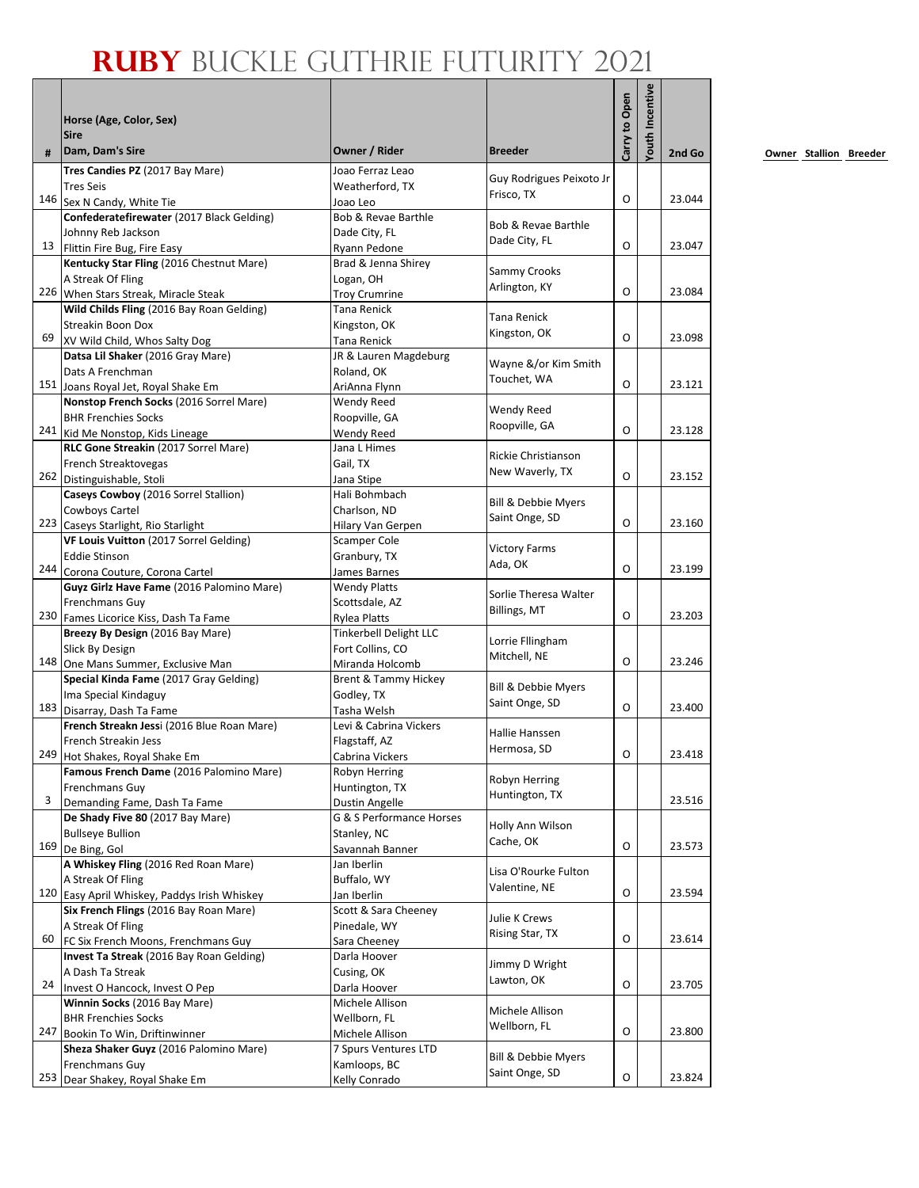# RUBY BUCKLE GUTHRIE FUTURITY 2021

| # | Horse (Age, Color, Sex)<br>Sire<br>Dam, Dam's Sire | Owner / Rider | Breeder | Carry to Open | Youth Incentive | 2nd Go |
|---|---|---|---|---|---|---|
| 146 | **Tres Candies PZ** (2017 Bay Mare)<br>Tres Seis<br>Sex N Candy, White Tie | Joao Ferraz Leao<br>Weatherford, TX<br>Joao Leo | Guy Rodrigues Peixoto Jr<br>Frisco, TX | O | | 23.044 |
| 13 | **Confederatefirewater** (2017 Black Gelding)<br>Johnny Reb Jackson<br>Flittin Fire Bug, Fire Easy | Bob & Revae Barthle<br>Dade City, FL<br>Ryann Pedone | Bob & Revae Barthle<br>Dade City, FL | O | | 23.047 |
| 226 | **Kentucky Star Fling** (2016 Chestnut Mare)<br>A Streak Of Fling<br>When Stars Streak, Miracle Steak | Brad & Jenna Shirey<br>Logan, OH<br>Troy Crumrine | Sammy Crooks<br>Arlington, KY | O | | 23.084 |
| 69 | **Wild Childs Fling** (2016 Bay Roan Gelding)<br>Streakin Boon Dox<br>XV Wild Child, Whos Salty Dog | Tana Renick<br>Kingston, OK<br>Tana Renick | Tana Renick<br>Kingston, OK | O | | 23.098 |
| 151 | **Datsa Lil Shaker** (2016 Gray Mare)<br>Dats A Frenchman<br>Joans Royal Jet, Royal Shake Em | JR & Lauren Magdeburg<br>Roland, OK<br>AriAnna Flynn | Wayne &/or Kim Smith<br>Touchet, WA | O | | 23.121 |
| 241 | **Nonstop French Socks** (2016 Sorrel Mare)<br>BHR Frenchies Socks<br>Kid Me Nonstop, Kids Lineage | Wendy Reed<br>Roopville, GA<br>Wendy Reed | Wendy Reed<br>Roopville, GA | O | | 23.128 |
| 262 | **RLC Gone Streakin** (2017 Sorrel Mare)<br>French Streaktovegas<br>Distinguishable, Stoli | Jana L Himes<br>Gail, TX<br>Jana Stipe | Rickie Christianson<br>New Waverly, TX | O | | 23.152 |
| 223 | **Caseys Cowboy** (2016 Sorrel Stallion)<br>Cowboys Cartel<br>Caseys Starlight, Rio Starlight | Hali Bohmbach<br>Charlson, ND<br>Hilary Van Gerpen | Bill & Debbie Myers<br>Saint Onge, SD | O | | 23.160 |
| 244 | **VF Louis Vuitton** (2017 Sorrel Gelding)<br>Eddie Stinson<br>Corona Couture, Corona Cartel | Scamper Cole<br>Granbury, TX<br>James Barnes | Victory Farms<br>Ada, OK | O | | 23.199 |
| 230 | **Guyz Girlz Have Fame** (2016 Palomino Mare)<br>Frenchmans Guy<br>Fames Licorice Kiss, Dash Ta Fame | Wendy Platts<br>Scottsdale, AZ<br>Rylea Platts | Sorlie Theresa Walter<br>Billings, MT | O | | 23.203 |
| 148 | **Breezy By Design** (2016 Bay Mare)<br>Slick By Design<br>One Mans Summer, Exclusive Man | Tinkerbell Delight LLC<br>Fort Collins, CO<br>Miranda Holcomb | Lorrie Fllingham<br>Mitchell, NE | O | | 23.246 |
| 183 | **Special Kinda Fame** (2017 Gray Gelding)<br>Ima Special Kindaguy<br>Disarray, Dash Ta Fame | Brent & Tammy Hickey<br>Godley, TX<br>Tasha Welsh | Bill & Debbie Myers<br>Saint Onge, SD | O | | 23.400 |
| 249 | **French Streakn Jessi** (2016 Blue Roan Mare)<br>French Streakin Jess<br>Hot Shakes, Royal Shake Em | Levi & Cabrina Vickers<br>Flagstaff, AZ<br>Cabrina Vickers | Hallie Hanssen<br>Hermosa, SD | O | | 23.418 |
| 3 | **Famous French Dame** (2016 Palomino Mare)<br>Frenchmans Guy<br>Demanding Fame, Dash Ta Fame | Robyn Herring<br>Huntington, TX<br>Dustin Angelle | Robyn Herring<br>Huntington, TX | | | 23.516 |
| 169 | **De Shady Five 80** (2017 Bay Mare)<br>Bullseye Bullion<br>De Bing, Gol | G & S Performance Horses<br>Stanley, NC<br>Savannah Banner | Holly Ann Wilson<br>Cache, OK | O | | 23.573 |
| 120 | **A Whiskey Fling** (2016 Red Roan Mare)<br>A Streak Of Fling<br>Easy April Whiskey, Paddys Irish Whiskey | Jan Iberlin<br>Buffalo, WY<br>Jan Iberlin | Lisa O'Rourke Fulton<br>Valentine, NE | O | | 23.594 |
| 60 | **Six French Flings** (2016 Bay Roan Mare)<br>A Streak Of Fling<br>FC Six French Moons, Frenchmans Guy | Scott & Sara Cheeney<br>Pinedale, WY<br>Sara Cheeney | Julie K Crews<br>Rising Star, TX | O | | 23.614 |
| 24 | **Invest Ta Streak** (2016 Bay Roan Gelding)<br>A Dash Ta Streak<br>Invest O Hancock, Invest O Pep | Darla Hoover<br>Cusing, OK<br>Darla Hoover | Jimmy D Wright<br>Lawton, OK | O | | 23.705 |
| 247 | **Winnin Socks** (2016 Bay Mare)<br>BHR Frenchies Socks<br>Bookin To Win, Driftinwinner | Michele Allison<br>Wellborn, FL<br>Michele Allison | Michele Allison<br>Wellborn, FL | O | | 23.800 |
| 253 | **Sheza Shaker Guyz** (2016 Palomino Mare)<br>Frenchmans Guy<br>Dear Shakey, Royal Shake Em | 7 Spurs Ventures LTD<br>Kamloops, BC<br>Kelly Conrado | Bill & Debbie Myers<br>Saint Onge, SD | O | | 23.824 |

Owner Stallion Breeder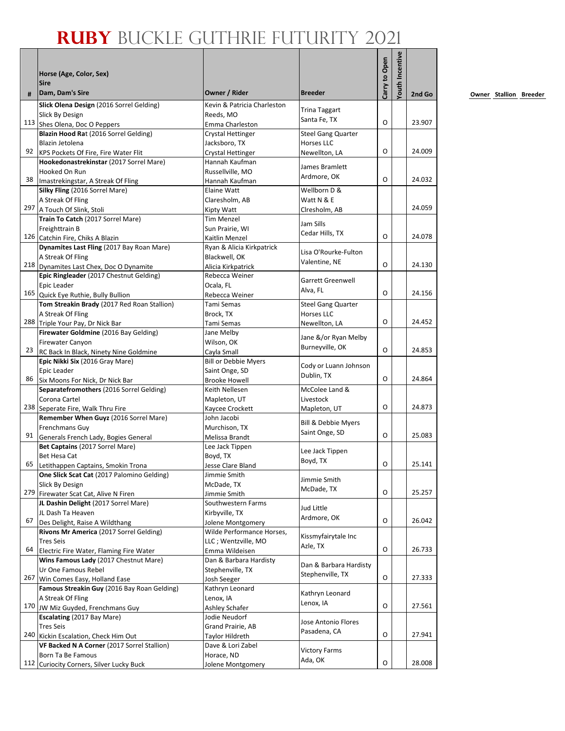# RUBY BUCKLE GUTHRIE FUTURITY 2021

| # | Horse (Age, Color, Sex) Sire Dam, Dam's Sire | Owner / Rider | Breeder | Carry to Open | Youth Incentive | 2nd Go |
|---|---|---|---|---|---|---|
| 113 | **Slick Olena Design** (2016 Sorrel Gelding) Slick By Design Shes Olena, Doc O Peppers | Kevin & Patricia Charleston Reeds, MO Emma Charleston | Trina Taggart Santa Fe, TX | O | | 23.907 |
| 92 | **Blazin Hood Rat** (2017 Sorrel Gelding) Blazin Jetolena KPS Pockets Of Fire, Fire Water Flit | Crystal Hettinger Jacksboro, TX Crystal Hettinger | Steel Gang Quarter Horses LLC Newellton, LA | O | | 24.009 |
| 38 | **Hookedonastrekinstar** (2017 Sorrel Mare) Hooked On Run Imastrekingstar, A Streak Of Fling | Hannah Kaufman Russellville, MO Hannah Kaufman | James Bramlett Ardmore, OK | O | | 24.032 |
| 297 | **Silky Fling** (2016 Sorrel Mare) A Streak Of Fling A Touch Of Slink, Stoli | Elaine Watt Claresholm, AB Kipty Watt | Wellborn D & Watt N & E Clresholm, AB | | | 24.059 |
| 126 | **Train To Catch** (2017 Sorrel Mare) Freighttrain B Catchin Fire, Chiks A Blazin | Tim Menzel Sun Prairie, WI Kaitlin Menzel | Jam Sills Cedar Hills, TX | O | | 24.078 |
| 218 | **Dynamites Last Fling** (2017 Bay Roan Mare) A Streak Of Fling Dynamites Last Chex, Doc O Dynamite | Ryan & Alicia Kirkpatrick Blackwell, OK Alicia Kirkpatrick | Lisa O'Rourke-Fulton Valentine, NE | O | | 24.130 |
| 165 | **Epic Ringleader** (2017 Chestnut Gelding) Epic Leader Quick Eye Ruthie, Bully Bullion | Rebecca Weiner Ocala, FL Rebecca Weiner | Garrett Greenwell Alva, FL | O | | 24.156 |
| 288 | **Tom Streakin Brady** (2017 Red Roan Stallion) A Streak Of Fling Triple Your Pay, Dr Nick Bar | Tami Semas Brock, TX Tami Semas | Steel Gang Quarter Horses LLC Newellton, LA | O | | 24.452 |
| 23 | **Firewater Goldmine** (2016 Bay Gelding) Firewater Canyon RC Back In Black, Ninety Nine Goldmine | Jane Melby Wilson, OK Cayla Small | Jane &/or Ryan Melby Burneyville, OK | O | | 24.853 |
| 86 | **Epic Nikki Six** (2016 Gray Mare) Epic Leader Six Moons For Nick, Dr Nick Bar | Bill or Debbie Myers Saint Onge, SD Brooke Howell | Cody or Luann Johnson Dublin, TX | O | | 24.864 |
| 238 | **Separatefromothers** (2016 Sorrel Gelding) Corona Cartel Seperate Fire, Walk Thru Fire | Keith Nellesen Mapleton, UT Kaycee Crockett | McColee Land & Livestock Mapleton, UT | O | | 24.873 |
| 91 | **Remember When Guyz** (2016 Sorrel Mare) Frenchmans Guy Generals French Lady, Bogies General | John Jacobi Murchison, TX Melissa Brandt | Bill & Debbie Myers Saint Onge, SD | O | | 25.083 |
| 65 | **Bet Captains** (2017 Sorrel Mare) Bet Hesa Cat Letithappen Captains, Smokin Trona | Lee Jack Tippen Boyd, TX Jesse Clare Bland | Lee Jack Tippen Boyd, TX | O | | 25.141 |
| 279 | **One Slick Scat Cat** (2017 Palomino Gelding) Slick By Design Firewater Scat Cat, Alive N Firen | Jimmie Smith McDade, TX Jimmie Smith | Jimmie Smith McDade, TX | O | | 25.257 |
| 67 | **JL Dashin Delight** (2017 Sorrel Mare) JL Dash Ta Heaven Des Delight, Raise A Wildthang | Southwestern Farms Kirbyville, TX Jolene Montgomery | Jud Little Ardmore, OK | O | | 26.042 |
| 64 | **Rivons Mr America** (2017 Sorrel Gelding) Tres Seis Electric Fire Water, Flaming Fire Water | Wilde Performance Horses, LLC ; Wentzville, MO Emma Wildeisen | Kissmyfairytale Inc Azle, TX | O | | 26.733 |
| 267 | **Wins Famous Lady** (2017 Chestnut Mare) Ur One Famous Rebel Win Comes Easy, Holland Ease | Dan & Barbara Hardisty Stephenville, TX Josh Seeger | Dan & Barbara Hardisty Stephenville, TX | O | | 27.333 |
| 170 | **Famous Streakin Guy** (2016 Bay Roan Gelding) A Streak Of Fling JW Miz Guyded, Frenchmans Guy | Kathryn Leonard Lenox, IA Ashley Schafer | Kathryn Leonard Lenox, IA | O | | 27.561 |
| 240 | **Escalating** (2017 Bay Mare) Tres Seis Kickin Escalation, Check Him Out | Jodie Neudorf Grand Prairie, AB Taylor Hildreth | Jose Antonio Flores Pasadena, CA | O | | 27.941 |
| 112 | **VF Backed N A Corner** (2017 Sorrel Stallion) Born Ta Be Famous Curiocity Corners, Silver Lucky Buck | Dave & Lori Zabel Horace, ND Jolene Montgomery | Victory Farms Ada, OK | O | | 28.008 |

**Owner Stallion Breeder**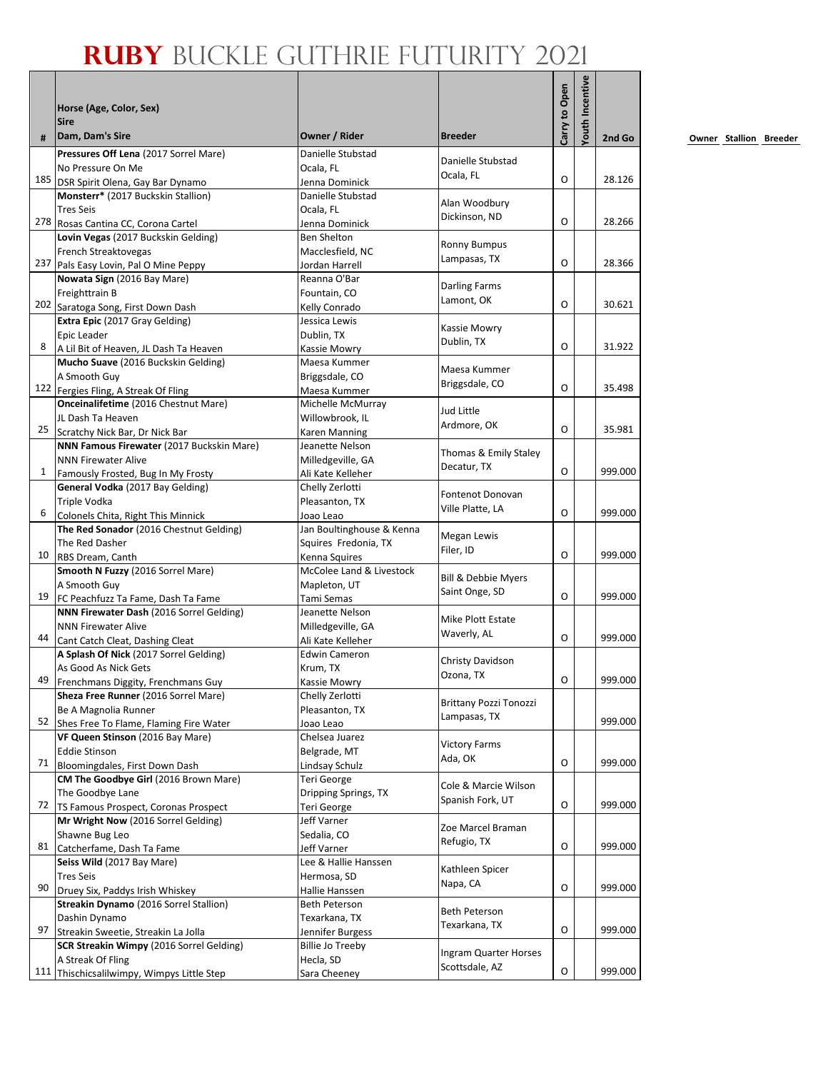# RUBY BUCKLE GUTHRIE FUTURITY 2021

| # | Horse (Age, Color, Sex)<br>Sire<br>Dam, Dam's Sire | Owner / Rider | Breeder | Carry to Open | Youth Incentive | 2nd Go |
|---|---|---|---|---|---|---|
| 185 | **Pressures Off Lena** (2017 Sorrel Mare)<br>No Pressure On Me<br>DSR Spirit Olena, Gay Bar Dynamo | Danielle Stubstad<br>Ocala, FL<br>Jenna Dominick | Danielle Stubstad<br>Ocala, FL | O | | 28.126 |
| 278 | **Monsterr*** (2017 Buckskin Stallion)<br>Tres Seis<br>Rosas Cantina CC, Corona Cartel | Danielle Stubstad<br>Ocala, FL<br>Jenna Dominick | Alan Woodbury<br>Dickinson, ND | O | | 28.266 |
| 237 | **Lovin Vegas** (2017 Buckskin Gelding)<br>French Streaktovegas<br>Pals Easy Lovin, Pal O Mine Peppy | Ben Shelton<br>Macclesfield, NC<br>Jordan Harrell | Ronny Bumpus<br>Lampasas, TX | O | | 28.366 |
| 202 | **Nowata Sign** (2016 Bay Mare)<br>Freighttrain B<br>Saratoga Song, First Down Dash | Reanna O'Bar<br>Fountain, CO<br>Kelly Conrado | Darling Farms<br>Lamont, OK | O | | 30.621 |
| 8 | **Extra Epic** (2017 Gray Gelding)<br>Epic Leader<br>A Lil Bit of Heaven, JL Dash Ta Heaven | Jessica Lewis<br>Dublin, TX<br>Kassie Mowry | Kassie Mowry<br>Dublin, TX | O | | 31.922 |
| 122 | **Mucho Suave** (2016 Buckskin Gelding)<br>A Smooth Guy<br>Fergies Fling, A Streak Of Fling | Maesa Kummer<br>Briggsdale, CO<br>Maesa Kummer | Maesa Kummer<br>Briggsdale, CO | O | | 35.498 |
| 25 | **Onceinalifetime** (2016 Chestnut Mare)<br>JL Dash Ta Heaven<br>Scratchy Nick Bar, Dr Nick Bar | Michelle McMurray<br>Willowbrook, IL<br>Karen Manning | Jud Little<br>Ardmore, OK | O | | 35.981 |
| 1 | **NNN Famous Firewater** (2017 Buckskin Mare)<br>NNN Firewater Alive<br>Famously Frosted, Bug In My Frosty | Jeanette Nelson<br>Milledgeville, GA<br>Ali Kate Kelleher | Thomas & Emily Staley<br>Decatur, TX | O | | 999.000 |
| 6 | **General Vodka** (2017 Bay Gelding)<br>Triple Vodka<br>Colonels Chita, Right This Minnick | Chelly Zerlotti<br>Pleasanton, TX<br>Joao Leao | Fontenot Donovan<br>Ville Platte, LA | O | | 999.000 |
| 10 | **The Red Sonador** (2016 Chestnut Gelding)<br>The Red Dasher<br>RBS Dream, Canth | Jan Boultinghouse & Kenna Squires Fredonia, TX<br>Kenna Squires | Megan Lewis<br>Filer, ID | O | | 999.000 |
| 19 | **Smooth N Fuzzy** (2016 Sorrel Mare)<br>A Smooth Guy<br>FC Peachfuzz Ta Fame, Dash Ta Fame | McColee Land & Livestock<br>Mapleton, UT<br>Tami Semas | Bill & Debbie Myers<br>Saint Onge, SD | O | | 999.000 |
| 44 | **NNN Firewater Dash** (2016 Sorrel Gelding)<br>NNN Firewater Alive<br>Cant Catch Cleat, Dashing Cleat | Jeanette Nelson<br>Milledgeville, GA<br>Ali Kate Kelleher | Mike Plott Estate<br>Waverly, AL | O | | 999.000 |
| 49 | **A Splash Of Nick** (2017 Sorrel Gelding)<br>As Good As Nick Gets<br>Frenchmans Diggity, Frenchmans Guy | Edwin Cameron<br>Krum, TX<br>Kassie Mowry | Christy Davidson<br>Ozona, TX | O | | 999.000 |
| 52 | **Sheza Free Runner** (2016 Sorrel Mare)<br>Be A Magnolia Runner<br>Shes Free To Flame, Flaming Fire Water | Chelly Zerlotti<br>Pleasanton, TX<br>Joao Leao | Brittany Pozzi Tonozzi<br>Lampasas, TX | | | 999.000 |
| 71 | **VF Queen Stinson** (2016 Bay Mare)<br>Eddie Stinson<br>Bloomingdales, First Down Dash | Chelsea Juarez<br>Belgrade, MT<br>Lindsay Schulz | Victory Farms<br>Ada, OK | O | | 999.000 |
| 72 | **CM The Goodbye Girl** (2016 Brown Mare)<br>The Goodbye Lane<br>TS Famous Prospect, Coronas Prospect | Teri George<br>Dripping Springs, TX<br>Teri George | Cole & Marcie Wilson<br>Spanish Fork, UT | O | | 999.000 |
| 81 | **Mr Wright Now** (2016 Sorrel Gelding)<br>Shawne Bug Leo<br>Catcherfame, Dash Ta Fame | Jeff Varner<br>Sedalia, CO<br>Jeff Varner | Zoe Marcel Braman<br>Refugio, TX | O | | 999.000 |
| 90 | **Seiss Wild** (2017 Bay Mare)<br>Tres Seis<br>Druey Six, Paddys Irish Whiskey | Lee & Hallie Hanssen<br>Hermosa, SD<br>Hallie Hanssen | Kathleen Spicer<br>Napa, CA | O | | 999.000 |
| 97 | **Streakin Dynamo** (2016 Sorrel Stallion)<br>Dashin Dynamo<br>Streakin Sweetie, Streakin La Jolla | Beth Peterson<br>Texarkana, TX<br>Jennifer Burgess | Beth Peterson<br>Texarkana, TX | O | | 999.000 |
| 111 | **SCR Streakin Wimpy** (2016 Sorrel Gelding)<br>A Streak Of Fling<br>Thischicsalilwimpy, Wimpys Little Step | Billie Jo Treeby<br>Hecla, SD<br>Sara Cheeney | Ingram Quarter Horses<br>Scottsdale, AZ | O | | 999.000 |

Owner Stallion Breeder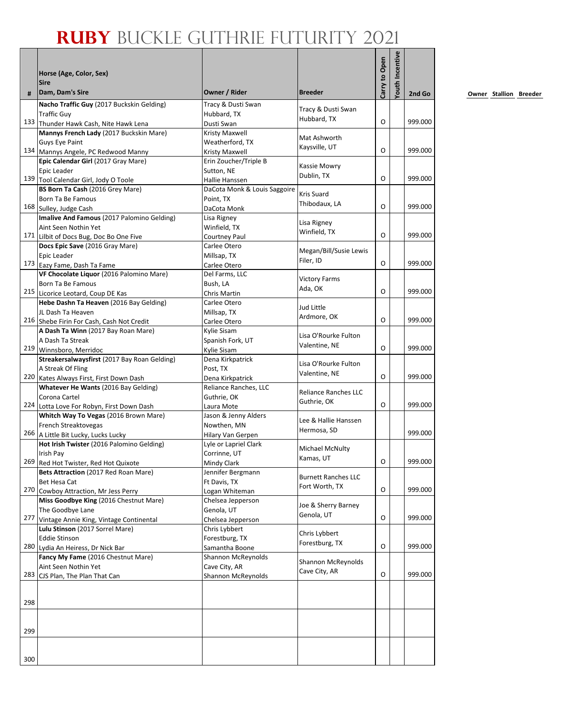# RUBY BUCKLE GUTHRIE FUTURITY 2021

| # | Horse (Age, Color, Sex)<br>Sire<br>Dam, Dam's Sire | Owner / Rider | Breeder | Carry to Open | Youth Incentive | 2nd Go |
|---|---|---|---|---|---|---|
| 133 | **Nacho Traffic Guy** (2017 Buckskin Gelding)<br>Traffic Guy<br>Thunder Hawk Cash, Nite Hawk Lena | Tracy & Dusti Swan<br>Hubbard, TX<br>Dusti Swan | Tracy & Dusti Swan<br>Hubbard, TX | O | | 999.000 |
| 134 | **Mannys French Lady** (2017 Buckskin Mare)<br>Guys Eye Paint<br>Mannys Angele, PC Redwood Manny | Kristy Maxwell<br>Weatherford, TX<br>Kristy Maxwell | Mat Ashworth<br>Kaysville, UT | O | | 999.000 |
| 139 | **Epic Calendar Girl** (2017 Gray Mare)<br>Epic Leader<br>Tool Calendar Girl, Jody O Toole | Erin Zoucher/Triple B<br>Sutton, NE<br>Hallie Hanssen | Kassie Mowry<br>Dublin, TX | O | | 999.000 |
| 168 | **BS Born Ta Cash** (2016 Grey Mare)<br>Born Ta Be Famous<br>Sulley, Judge Cash | DaCota Monk & Louis Saggoire<br>Point, TX<br>DaCota Monk | Kris Suard<br>Thibodaux, LA | O | | 999.000 |
| 171 | **Imalive And Famous** (2017 Palomino Gelding)<br>Aint Seen Nothin Yet<br>Lilbit of Docs Bug, Doc Bo One Five | Lisa Rigney<br>Winfield, TX<br>Courtney Paul | Lisa Rigney<br>Winfield, TX | O | | 999.000 |
| 173 | **Docs Epic Save** (2016 Gray Mare)<br>Epic Leader<br>Eazy Fame, Dash Ta Fame | Carlee Otero<br>Millsap, TX<br>Carlee Otero | Megan/Bill/Susie Lewis<br>Filer, ID | O | | 999.000 |
| 215 | **VF Chocolate Liquor** (2016 Palomino Mare)<br>Born Ta Be Famous<br>Licorice Leotard, Coup DE Kas | Del Farms, LLC<br>Bush, LA<br>Chris Martin | Victory Farms<br>Ada, OK | O | | 999.000 |
| 216 | **Hebe Dashn Ta Heaven** (2016 Bay Gelding)<br>JL Dash Ta Heaven<br>Shebe Firin For Cash, Cash Not Credit | Carlee Otero<br>Millsap, TX<br>Carlee Otero | Jud Little<br>Ardmore, OK | O | | 999.000 |
| 219 | **A Dash Ta Winn** (2017 Bay Roan Mare)<br>A Dash Ta Streak<br>Winnsboro, Merridoc | Kylie Sisam<br>Spanish Fork, UT<br>Kylie Sisam | Lisa O'Rourke Fulton<br>Valentine, NE | O | | 999.000 |
| 220 | **Streakersalwaysfirst** (2017 Bay Roan Gelding)<br>A Streak Of Fling<br>Kates Always First, First Down Dash | Dena Kirkpatrick<br>Post, TX<br>Dena Kirkpatrick | Lisa O'Rourke Fulton<br>Valentine, NE | O | | 999.000 |
| 224 | **Whatever He Wants** (2016 Bay Gelding)<br>Corona Cartel<br>Lotta Love For Robyn, First Down Dash | Reliance Ranches, LLC<br>Guthrie, OK<br>Laura Mote | Reliance Ranches LLC<br>Guthrie, OK | O | | 999.000 |
| 266 | **Whitch Way To Vegas** (2016 Brown Mare)<br>French Streaktovegas<br>A Little Bit Lucky, Lucks Lucky | Jason & Jenny Alders<br>Nowthen, MN<br>Hilary Van Gerpen | Lee & Hallie Hanssen<br>Hermosa, SD | | | 999.000 |
| 269 | **Hot Irish Twister** (2016 Palomino Gelding)<br>Irish Pay<br>Red Hot Twister, Red Hot Quixote | Lyle or Lapriel Clark<br>Corrinne, UT<br>Mindy Clark | Michael McNulty<br>Kamas, UT | O | | 999.000 |
| 270 | **Bets Attraction** (2017 Red Roan Mare)<br>Bet Hesa Cat<br>Cowboy Attraction, Mr Jess Perry | Jennifer Bergmann<br>Ft Davis, TX<br>Logan Whiteman | Burnett Ranches LLC<br>Fort Worth, TX | O | | 999.000 |
| 277 | **Miss Goodbye King** (2016 Chestnut Mare)<br>The Goodbye Lane<br>Vintage Annie King, Vintage Continental | Chelsea Jepperson<br>Genola, UT<br>Chelsea Jepperson | Joe & Sherry Barney<br>Genola, UT | O | | 999.000 |
| 280 | **Lulu Stinson** (2017 Sorrel Mare)<br>Eddie Stinson<br>Lydia An Heiress, Dr Nick Bar | Chris Lybbert<br>Forestburg, TX<br>Samantha Boone | Chris Lybbert<br>Forestburg, TX | O | | 999.000 |
| 283 | **Fancy My Fame** (2016 Chestnut Mare)<br>Aint Seen Nothin Yet<br>CJS Plan, The Plan That Can | Shannon McReynolds<br>Cave City, AR<br>Shannon McReynolds | Shannon McReynolds<br>Cave City, AR | O | | 999.000 |
| 298 | | | | | | |
| 299 | | | | | | |
| 300 | | | | | | |

Owner Stallion Breeder